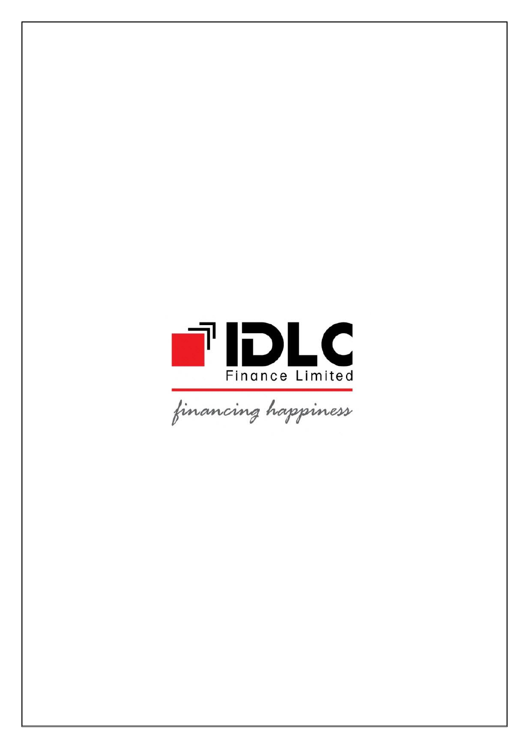IDLC

Finance Limited

*financing happiness*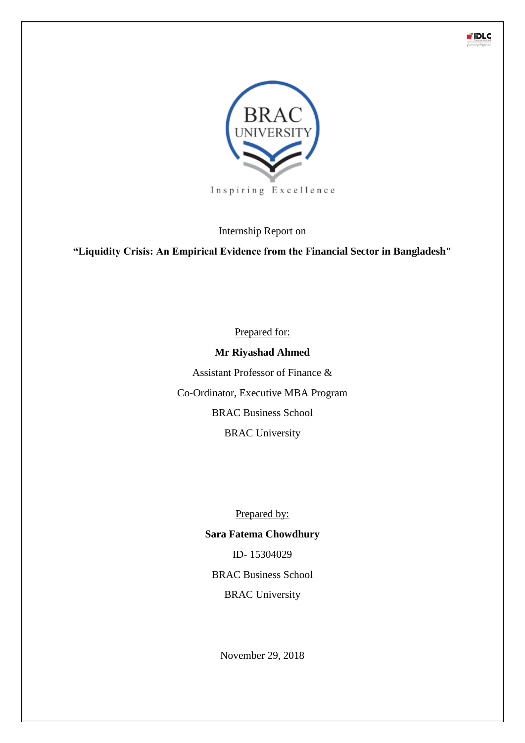BRAC UNIVERSITY

Inspiring Excellence

Internship Report on

**"Liquidity Crisis: An Empirical Evidence from the Financial Sector in Bangladesh"**

Prepared for:

**Mr Riyashad Ahmed**

Assistant Professor of Finance &

Co-Ordinator, Executive MBA Program

BRAC Business School

BRAC University

Prepared by:

**Sara Fatema Chowdhury**

ID- 15304029

BRAC Business School

BRAC University

November 29, 2018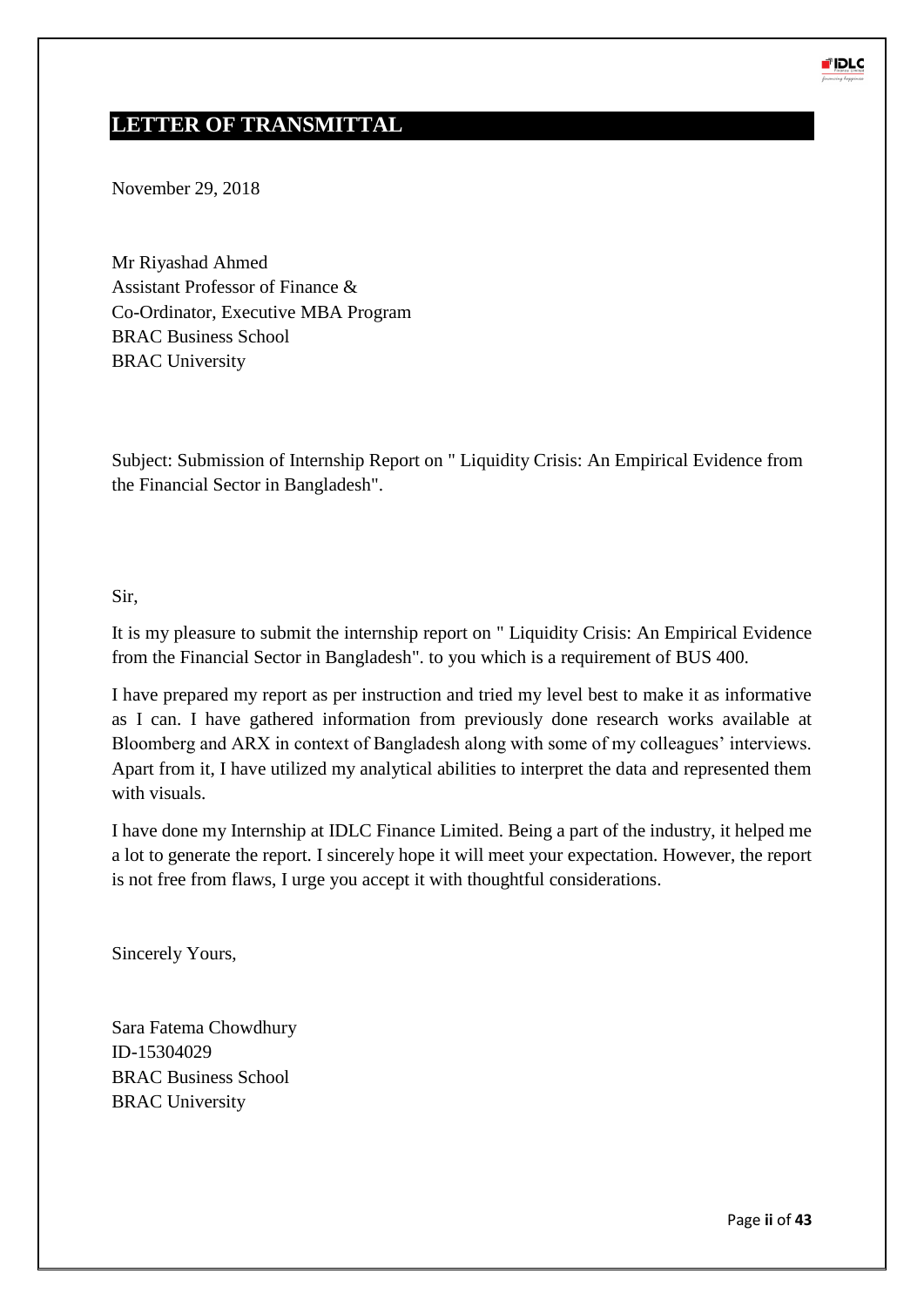# LETTER OF TRANSMITTAL

November 29, 2018

Mr Riyashad Ahmed
Assistant Professor of Finance &
Co-Ordinator, Executive MBA Program
BRAC Business School
BRAC University

Subject: Submission of Internship Report on " Liquidity Crisis: An Empirical Evidence from the Financial Sector in Bangladesh".

Sir,

It is my pleasure to submit the internship report on " Liquidity Crisis: An Empirical Evidence from the Financial Sector in Bangladesh". to you which is a requirement of BUS 400.

I have prepared my report as per instruction and tried my level best to make it as informative as I can. I have gathered information from previously done research works available at Bloomberg and ARX in context of Bangladesh along with some of my colleagues' interviews. Apart from it, I have utilized my analytical abilities to interpret the data and represented them with visuals.

I have done my Internship at IDLC Finance Limited. Being a part of the industry, it helped me a lot to generate the report. I sincerely hope it will meet your expectation. However, the report is not free from flaws, I urge you accept it with thoughtful considerations.

Sincerely Yours,

Sara Fatema Chowdhury
ID-15304029
BRAC Business School
BRAC University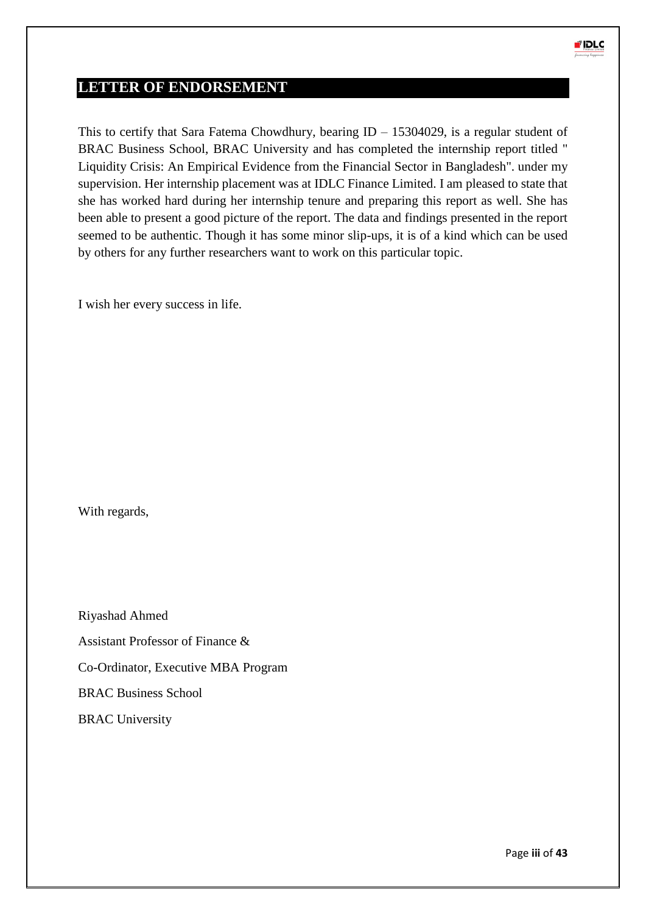## LETTER OF ENDORSEMENT

This to certify that Sara Fatema Chowdhury, bearing ID – 15304029, is a regular student of BRAC Business School, BRAC University and has completed the internship report titled " Liquidity Crisis: An Empirical Evidence from the Financial Sector in Bangladesh". under my supervision. Her internship placement was at IDLC Finance Limited. I am pleased to state that she has worked hard during her internship tenure and preparing this report as well. She has been able to present a good picture of the report. The data and findings presented in the report seemed to be authentic. Though it has some minor slip-ups, it is of a kind which can be used by others for any further researchers want to work on this particular topic.

I wish her every success in life.

With regards,

Riyashad Ahmed

Assistant Professor of Finance &

Co-Ordinator, Executive MBA Program

BRAC Business School

BRAC University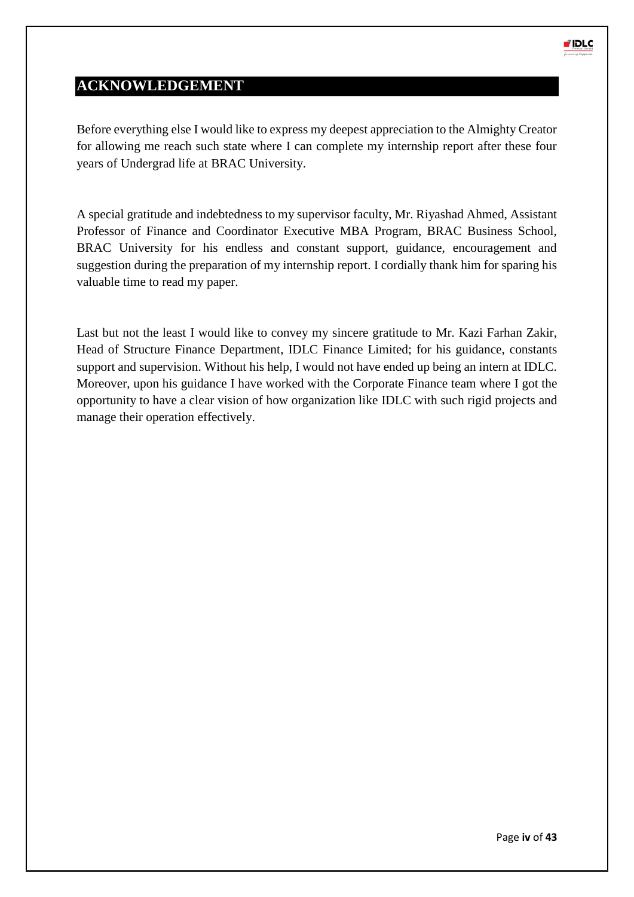# ACKNOWLEDGEMENT

Before everything else I would like to express my deepest appreciation to the Almighty Creator for allowing me reach such state where I can complete my internship report after these four years of Undergrad life at BRAC University.

A special gratitude and indebtedness to my supervisor faculty, Mr. Riyashad Ahmed, Assistant Professor of Finance and Coordinator Executive MBA Program, BRAC Business School, BRAC University for his endless and constant support, guidance, encouragement and suggestion during the preparation of my internship report. I cordially thank him for sparing his valuable time to read my paper.

Last but not the least I would like to convey my sincere gratitude to Mr. Kazi Farhan Zakir, Head of Structure Finance Department, IDLC Finance Limited; for his guidance, constants support and supervision. Without his help, I would not have ended up being an intern at IDLC. Moreover, upon his guidance I have worked with the Corporate Finance team where I got the opportunity to have a clear vision of how organization like IDLC with such rigid projects and manage their operation effectively.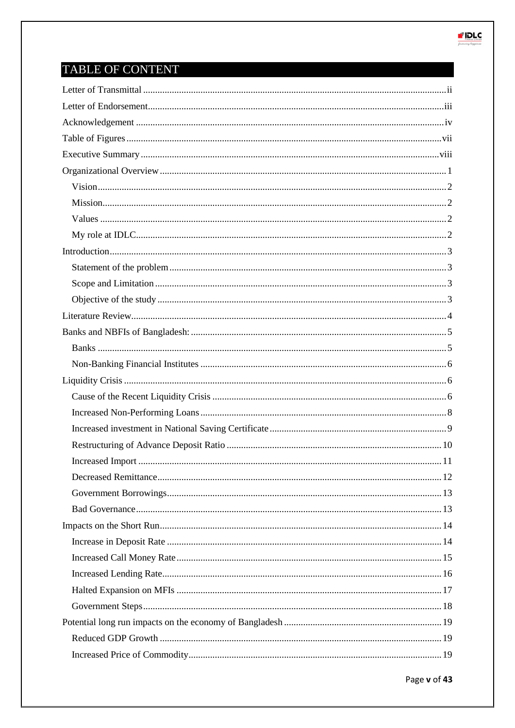# TABLE OF CONTENT

Letter of Transmittal ..... ii

Letter of Endorsement ..... iii

Acknowledgement ..... iv

Table of Figures ..... vii

Executive Summary ..... viii

Organizational Overview ..... 1

- Vision ..... 2
- Mission ..... 2
- Values ..... 2
- My role at IDLC ..... 2

Introduction ..... 3

- Statement of the problem ..... 3
- Scope and Limitation ..... 3
- Objective of the study ..... 3

Literature Review ..... 4

Banks and NBFIs of Bangladesh: ..... 5

- Banks ..... 5
- Non-Banking Financial Institutes ..... 6

Liquidity Crisis ..... 6

- Cause of the Recent Liquidity Crisis ..... 6
- Increased Non-Performing Loans ..... 8
- Increased investment in National Saving Certificate ..... 9
- Restructuring of Advance Deposit Ratio ..... 10
- Increased Import ..... 11
- Decreased Remittance ..... 12
- Government Borrowings ..... 13
- Bad Governance ..... 13

Impacts on the Short Run ..... 14

- Increase in Deposit Rate ..... 14
- Increased Call Money Rate ..... 15
- Increased Lending Rate ..... 16
- Halted Expansion on MFIs ..... 17
- Government Steps ..... 18

Potential long run impacts on the economy of Bangladesh ..... 19

- Reduced GDP Growth ..... 19
- Increased Price of Commodity ..... 19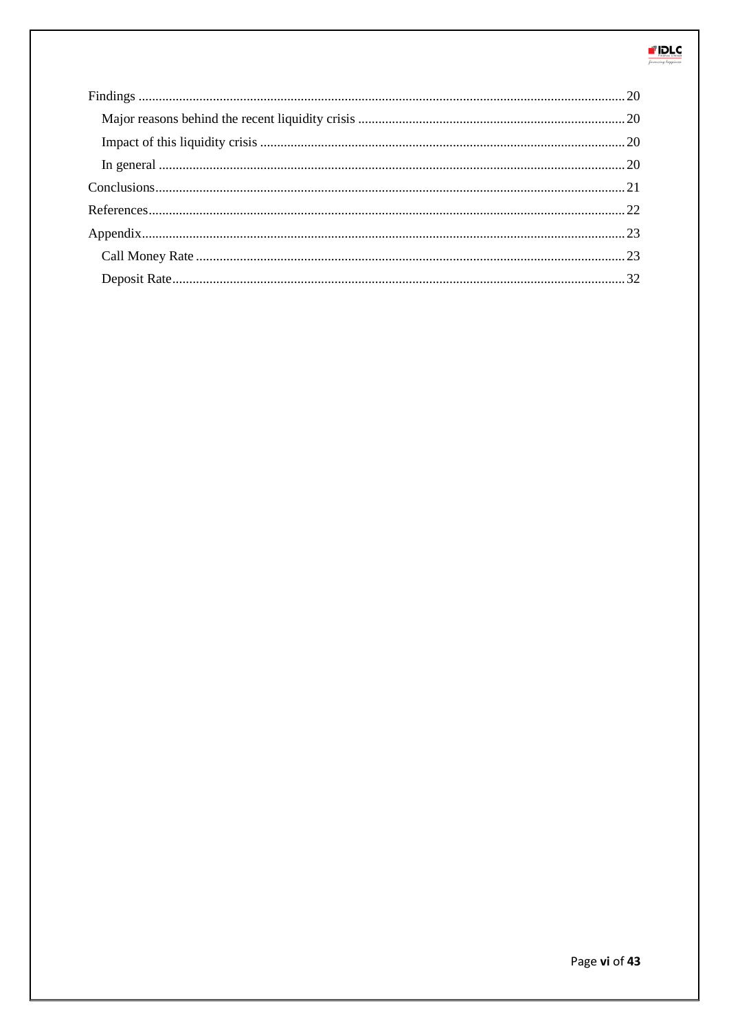Findings ....................................................................................................................................... 20

- Major reasons behind the recent liquidity crisis ............................................................................ 20
- Impact of this liquidity crisis ............................................................................................................ 20
- In general ........................................................................................................................................ 20

Conclusions ................................................................................................................................... 21

References ..................................................................................................................................... 22

Appendix ........................................................................................................................................ 23

- Call Money Rate .............................................................................................................................. 23
- Deposit Rate .................................................................................................................................... 32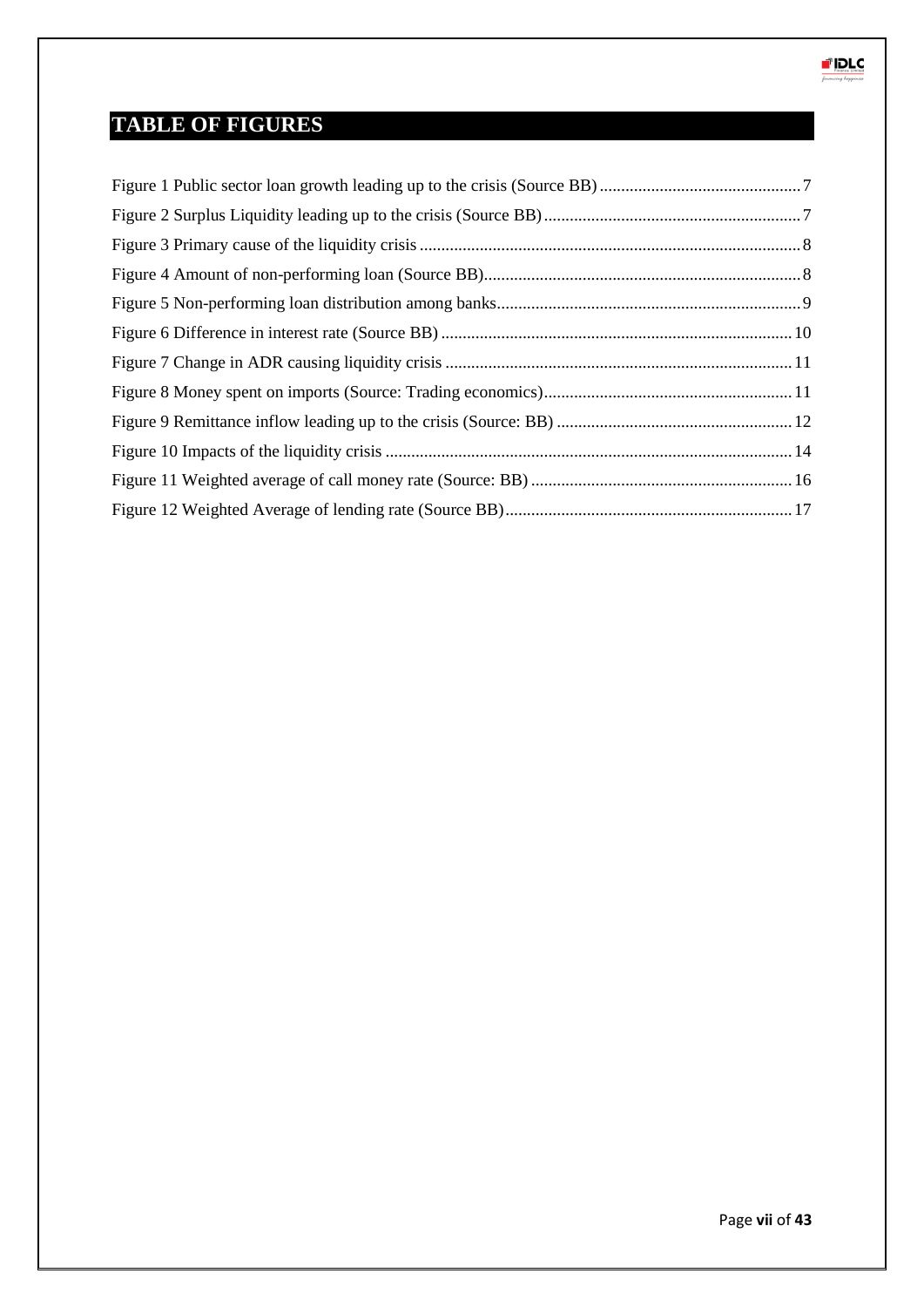# TABLE OF FIGURES

Figure 1 Public sector loan growth leading up to the crisis (Source BB) ........ 7
Figure 2 Surplus Liquidity leading up to the crisis (Source BB) ........ 7
Figure 3 Primary cause of the liquidity crisis ........ 8
Figure 4 Amount of non-performing loan (Source BB) ........ 8
Figure 5 Non-performing loan distribution among banks ........ 9
Figure 6 Difference in interest rate (Source BB) ........ 10
Figure 7 Change in ADR causing liquidity crisis ........ 11
Figure 8 Money spent on imports (Source: Trading economics) ........ 11
Figure 9 Remittance inflow leading up to the crisis (Source: BB) ........ 12
Figure 10 Impacts of the liquidity crisis ........ 14
Figure 11 Weighted average of call money rate (Source: BB) ........ 16
Figure 12 Weighted Average of lending rate (Source BB) ........ 17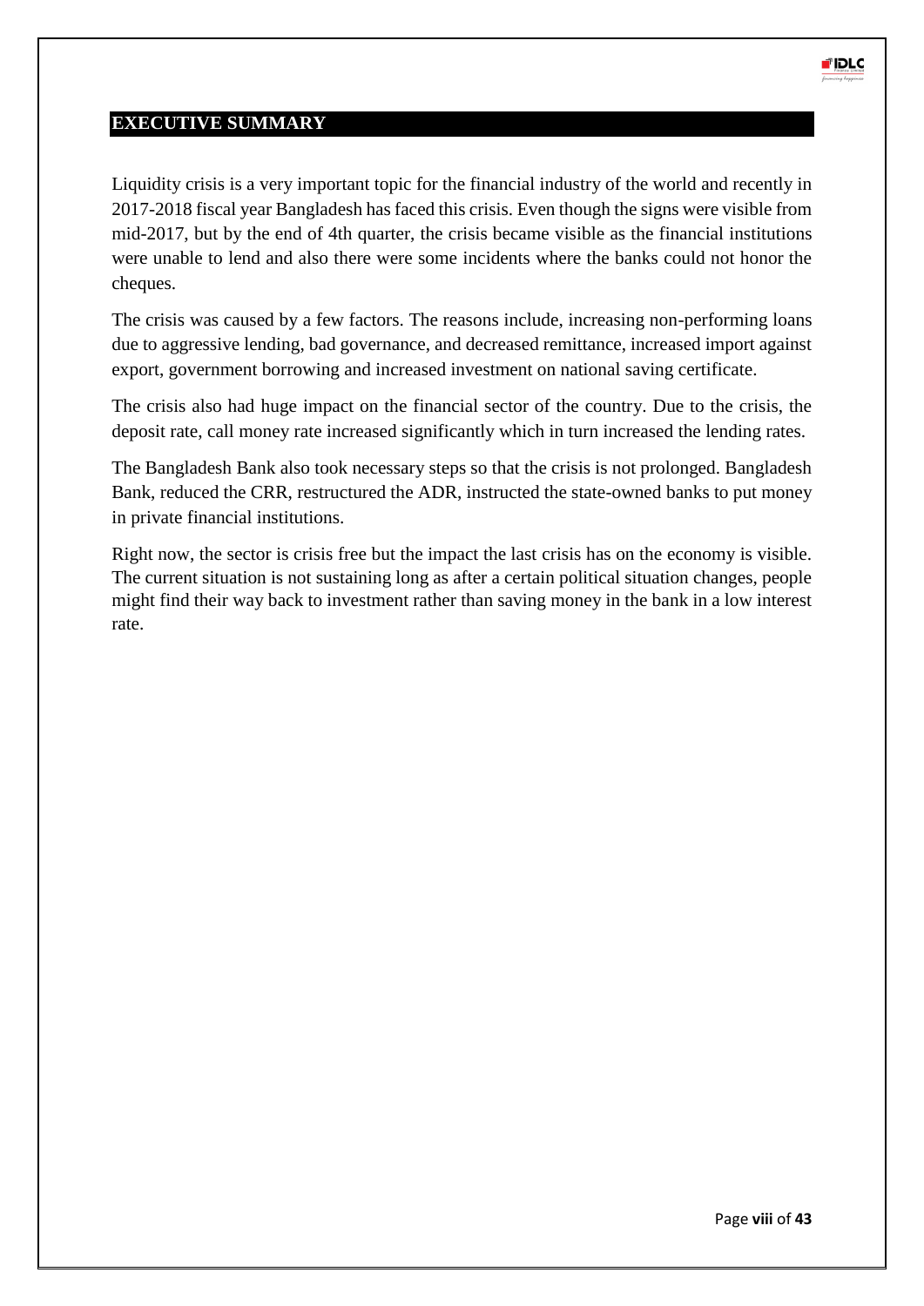# EXECUTIVE SUMMARY

Liquidity crisis is a very important topic for the financial industry of the world and recently in 2017-2018 fiscal year Bangladesh has faced this crisis. Even though the signs were visible from mid-2017, but by the end of 4th quarter, the crisis became visible as the financial institutions were unable to lend and also there were some incidents where the banks could not honor the cheques.

The crisis was caused by a few factors. The reasons include, increasing non-performing loans due to aggressive lending, bad governance, and decreased remittance, increased import against export, government borrowing and increased investment on national saving certificate.

The crisis also had huge impact on the financial sector of the country. Due to the crisis, the deposit rate, call money rate increased significantly which in turn increased the lending rates.

The Bangladesh Bank also took necessary steps so that the crisis is not prolonged. Bangladesh Bank, reduced the CRR, restructured the ADR, instructed the state-owned banks to put money in private financial institutions.

Right now, the sector is crisis free but the impact the last crisis has on the economy is visible. The current situation is not sustaining long as after a certain political situation changes, people might find their way back to investment rather than saving money in the bank in a low interest rate.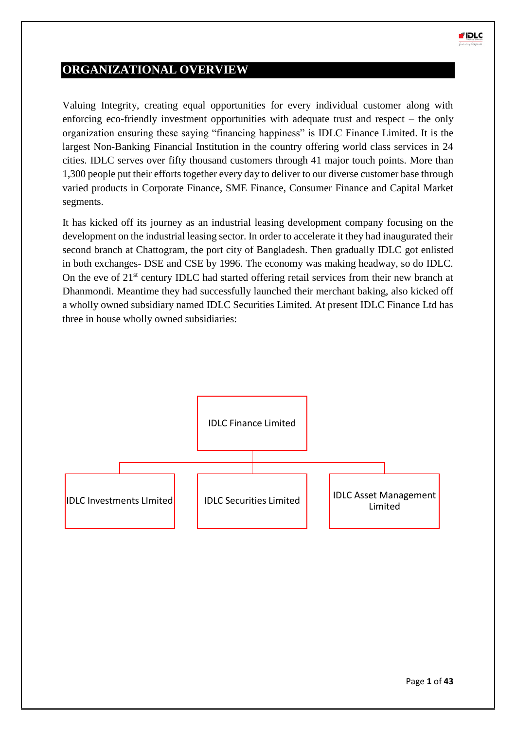## ORGANIZATIONAL OVERVIEW

Valuing Integrity, creating equal opportunities for every individual customer along with enforcing eco-friendly investment opportunities with adequate trust and respect – the only organization ensuring these saying "financing happiness" is IDLC Finance Limited. It is the largest Non-Banking Financial Institution in the country offering world class services in 24 cities. IDLC serves over fifty thousand customers through 41 major touch points. More than 1,300 people put their efforts together every day to deliver to our diverse customer base through varied products in Corporate Finance, SME Finance, Consumer Finance and Capital Market segments.

It has kicked off its journey as an industrial leasing development company focusing on the development on the industrial leasing sector. In order to accelerate it they had inaugurated their second branch at Chattogram, the port city of Bangladesh. Then gradually IDLC got enlisted in both exchanges- DSE and CSE by 1996. The economy was making headway, so do IDLC. On the eve of 21st century IDLC had started offering retail services from their new branch at Dhanmondi. Meantime they had successfully launched their merchant baking, also kicked off a wholly owned subsidiary named IDLC Securities Limited. At present IDLC Finance Ltd has three in house wholly owned subsidiaries:

- IDLC Finance Limited
  - IDLC Investments LImited
  - IDLC Securities Limited
  - IDLC Asset Management Limited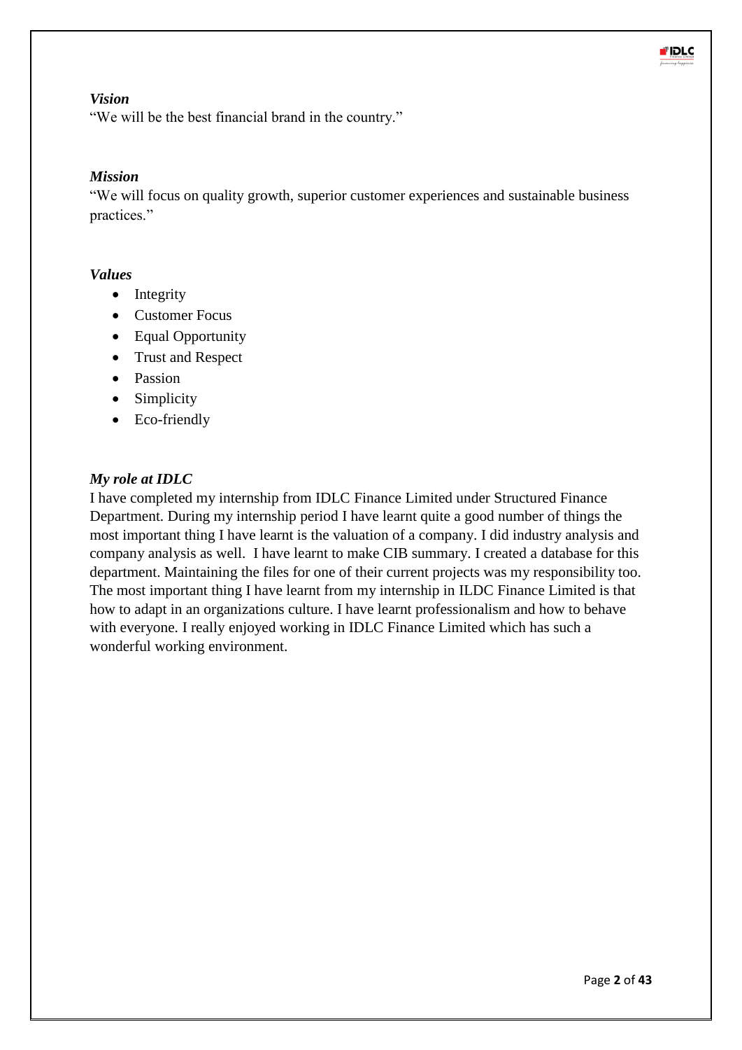### *Vision*

"We will be the best financial brand in the country."

### *Mission*

"We will focus on quality growth, superior customer experiences and sustainable business practices."

### *Values*

- Integrity
- Customer Focus
- Equal Opportunity
- Trust and Respect
- Passion
- Simplicity
- Eco-friendly

### *My role at IDLC*

I have completed my internship from IDLC Finance Limited under Structured Finance Department. During my internship period I have learnt quite a good number of things the most important thing I have learnt is the valuation of a company. I did industry analysis and company analysis as well. I have learnt to make CIB summary. I created a database for this department. Maintaining the files for one of their current projects was my responsibility too. The most important thing I have learnt from my internship in ILDC Finance Limited is that how to adapt in an organizations culture. I have learnt professionalism and how to behave with everyone. I really enjoyed working in IDLC Finance Limited which has such a wonderful working environment.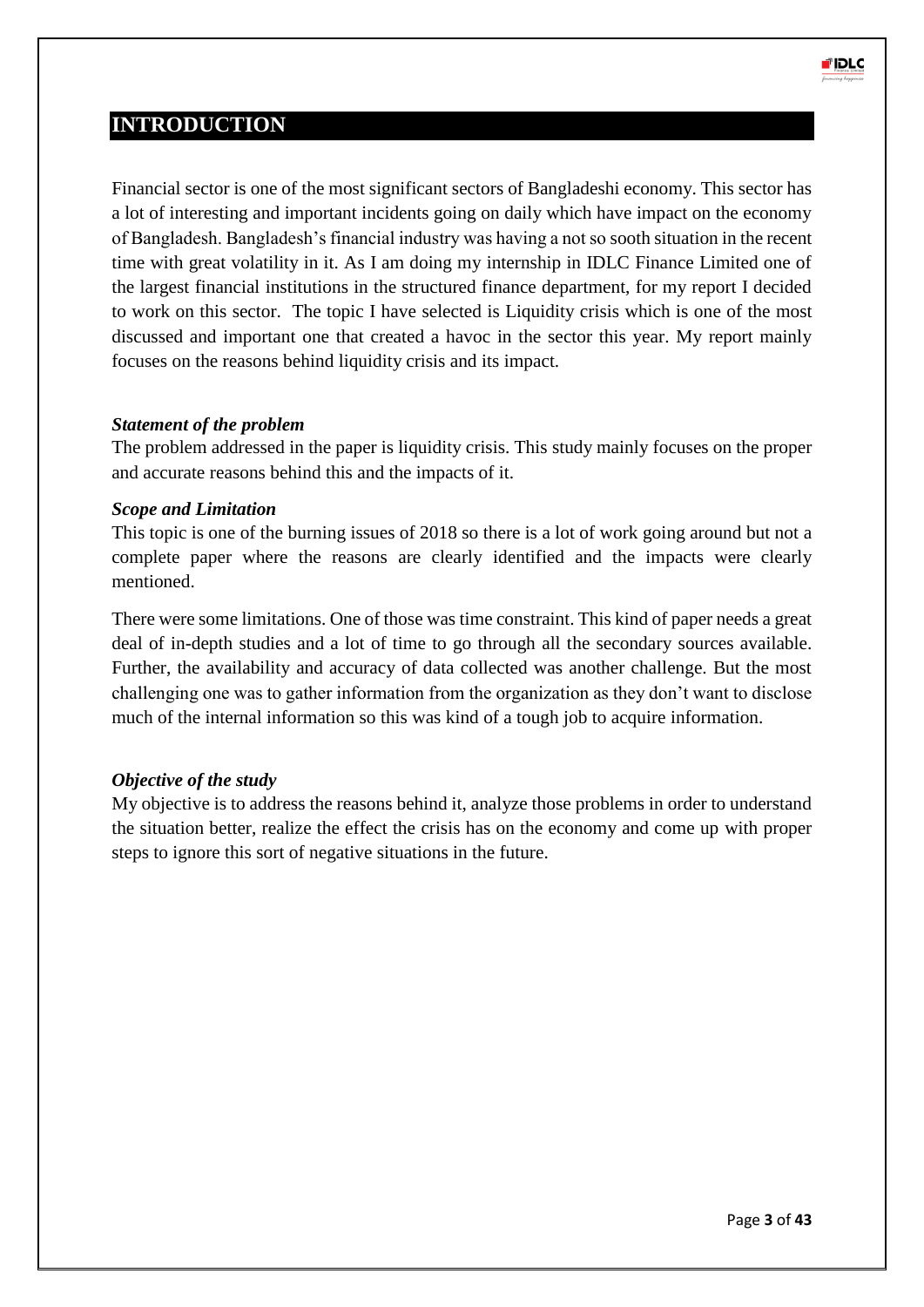# INTRODUCTION

Financial sector is one of the most significant sectors of Bangladeshi economy. This sector has a lot of interesting and important incidents going on daily which have impact on the economy of Bangladesh. Bangladesh's financial industry was having a not so sooth situation in the recent time with great volatility in it. As I am doing my internship in IDLC Finance Limited one of the largest financial institutions in the structured finance department, for my report I decided to work on this sector. The topic I have selected is Liquidity crisis which is one of the most discussed and important one that created a havoc in the sector this year. My report mainly focuses on the reasons behind liquidity crisis and its impact.

### *Statement of the problem*

The problem addressed in the paper is liquidity crisis. This study mainly focuses on the proper and accurate reasons behind this and the impacts of it.

### *Scope and Limitation*

This topic is one of the burning issues of 2018 so there is a lot of work going around but not a complete paper where the reasons are clearly identified and the impacts were clearly mentioned.

There were some limitations. One of those was time constraint. This kind of paper needs a great deal of in-depth studies and a lot of time to go through all the secondary sources available. Further, the availability and accuracy of data collected was another challenge. But the most challenging one was to gather information from the organization as they don't want to disclose much of the internal information so this was kind of a tough job to acquire information.

### *Objective of the study*

My objective is to address the reasons behind it, analyze those problems in order to understand the situation better, realize the effect the crisis has on the economy and come up with proper steps to ignore this sort of negative situations in the future.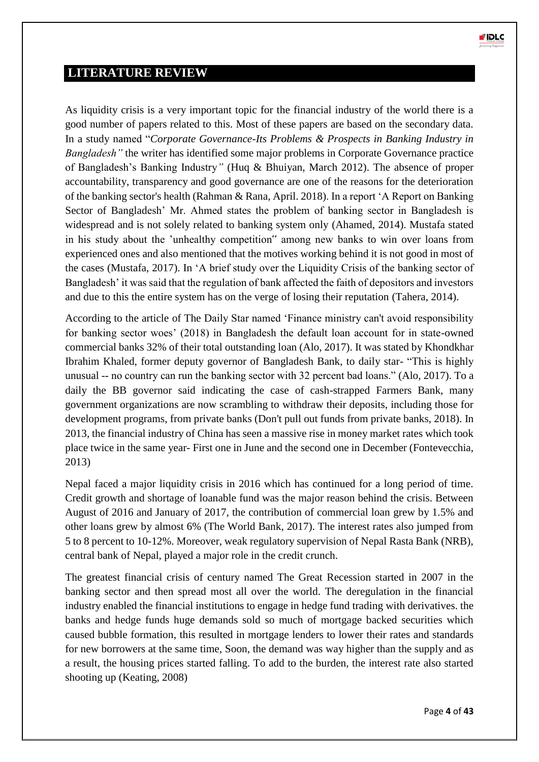## LITERATURE REVIEW

As liquidity crisis is a very important topic for the financial industry of the world there is a good number of papers related to this. Most of these papers are based on the secondary data. In a study named "*Corporate Governance-Its Problems & Prospects in Banking Industry in Bangladesh"* the writer has identified some major problems in Corporate Governance practice of Bangladesh's Banking Industry*"* (Huq & Bhuiyan, March 2012). The absence of proper accountability, transparency and good governance are one of the reasons for the deterioration of the banking sector's health (Rahman & Rana, April. 2018). In a report 'A Report on Banking Sector of Bangladesh' Mr. Ahmed states the problem of banking sector in Bangladesh is widespread and is not solely related to banking system only (Ahamed, 2014). Mustafa stated in his study about the 'unhealthy competition" among new banks to win over loans from experienced ones and also mentioned that the motives working behind it is not good in most of the cases (Mustafa, 2017). In 'A brief study over the Liquidity Crisis of the banking sector of Bangladesh' it was said that the regulation of bank affected the faith of depositors and investors and due to this the entire system has on the verge of losing their reputation (Tahera, 2014).

According to the article of The Daily Star named 'Finance ministry can't avoid responsibility for banking sector woes' (2018) in Bangladesh the default loan account for in state-owned commercial banks 32% of their total outstanding loan (Alo, 2017). It was stated by Khondkhar Ibrahim Khaled, former deputy governor of Bangladesh Bank, to daily star- "This is highly unusual -- no country can run the banking sector with 32 percent bad loans." (Alo, 2017). To a daily the BB governor said indicating the case of cash-strapped Farmers Bank, many government organizations are now scrambling to withdraw their deposits, including those for development programs, from private banks (Don't pull out funds from private banks, 2018). In 2013, the financial industry of China has seen a massive rise in money market rates which took place twice in the same year- First one in June and the second one in December (Fontevecchia, 2013)

Nepal faced a major liquidity crisis in 2016 which has continued for a long period of time. Credit growth and shortage of loanable fund was the major reason behind the crisis. Between August of 2016 and January of 2017, the contribution of commercial loan grew by 1.5% and other loans grew by almost 6% (The World Bank, 2017). The interest rates also jumped from 5 to 8 percent to 10-12%. Moreover, weak regulatory supervision of Nepal Rasta Bank (NRB), central bank of Nepal, played a major role in the credit crunch.

The greatest financial crisis of century named The Great Recession started in 2007 in the banking sector and then spread most all over the world. The deregulation in the financial industry enabled the financial institutions to engage in hedge fund trading with derivatives. the banks and hedge funds huge demands sold so much of mortgage backed securities which caused bubble formation, this resulted in mortgage lenders to lower their rates and standards for new borrowers at the same time, Soon, the demand was way higher than the supply and as a result, the housing prices started falling. To add to the burden, the interest rate also started shooting up (Keating, 2008)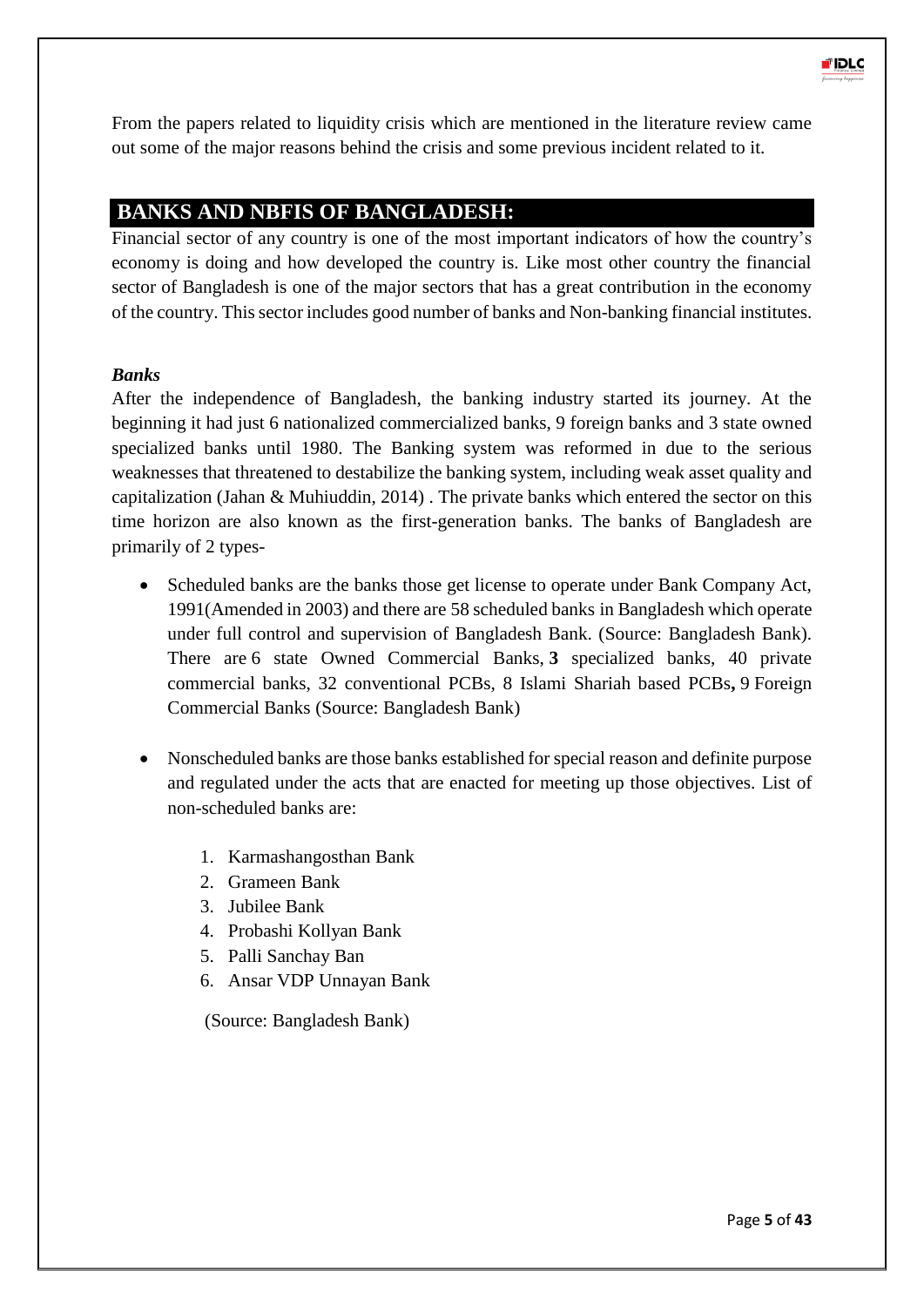From the papers related to liquidity crisis which are mentioned in the literature review came out some of the major reasons behind the crisis and some previous incident related to it.

## BANKS AND NBFIS OF BANGLADESH:

Financial sector of any country is one of the most important indicators of how the country's economy is doing and how developed the country is. Like most other country the financial sector of Bangladesh is one of the major sectors that has a great contribution in the economy of the country. This sector includes good number of banks and Non-banking financial institutes.

### *Banks*

After the independence of Bangladesh, the banking industry started its journey. At the beginning it had just 6 nationalized commercialized banks, 9 foreign banks and 3 state owned specialized banks until 1980. The Banking system was reformed in due to the serious weaknesses that threatened to destabilize the banking system, including weak asset quality and capitalization (Jahan & Muhiuddin, 2014) . The private banks which entered the sector on this time horizon are also known as the first-generation banks. The banks of Bangladesh are primarily of 2 types-

- Scheduled banks are the banks those get license to operate under Bank Company Act, 1991(Amended in 2003) and there are 58 scheduled banks in Bangladesh which operate under full control and supervision of Bangladesh Bank. (Source: Bangladesh Bank). There are 6 state Owned Commercial Banks, **3** specialized banks, 40 private commercial banks, 32 conventional PCBs, 8 Islami Shariah based PCBs**,** 9 Foreign Commercial Banks (Source: Bangladesh Bank)

- Nonscheduled banks are those banks established for special reason and definite purpose and regulated under the acts that are enacted for meeting up those objectives. List of non-scheduled banks are:

  1. Karmashangosthan Bank
  2. Grameen Bank
  3. Jubilee Bank
  4. Probashi Kollyan Bank
  5. Palli Sanchay Ban
  6. Ansar VDP Unnayan Bank

  (Source: Bangladesh Bank)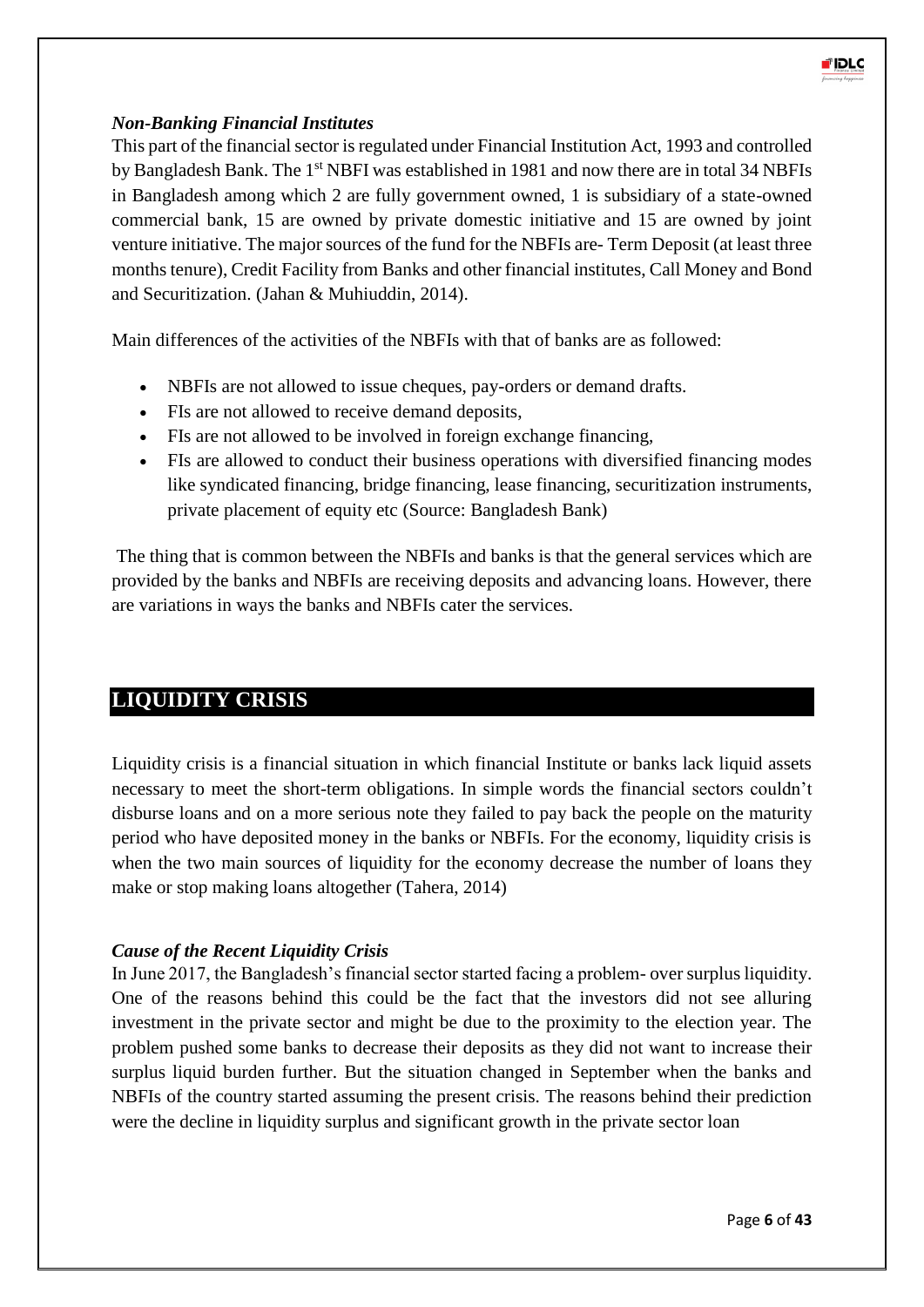### *Non-Banking Financial Institutes*

This part of the financial sector is regulated under Financial Institution Act, 1993 and controlled by Bangladesh Bank. The 1st NBFI was established in 1981 and now there are in total 34 NBFIs in Bangladesh among which 2 are fully government owned, 1 is subsidiary of a state-owned commercial bank, 15 are owned by private domestic initiative and 15 are owned by joint venture initiative. The major sources of the fund for the NBFIs are- Term Deposit (at least three months tenure), Credit Facility from Banks and other financial institutes, Call Money and Bond and Securitization. (Jahan & Muhiuddin, 2014).

Main differences of the activities of the NBFIs with that of banks are as followed:

- NBFIs are not allowed to issue cheques, pay-orders or demand drafts.
- FIs are not allowed to receive demand deposits,
- FIs are not allowed to be involved in foreign exchange financing,
- FIs are allowed to conduct their business operations with diversified financing modes like syndicated financing, bridge financing, lease financing, securitization instruments, private placement of equity etc (Source: Bangladesh Bank)

The thing that is common between the NBFIs and banks is that the general services which are provided by the banks and NBFIs are receiving deposits and advancing loans. However, there are variations in ways the banks and NBFIs cater the services.

## LIQUIDITY CRISIS

Liquidity crisis is a financial situation in which financial Institute or banks lack liquid assets necessary to meet the short-term obligations. In simple words the financial sectors couldn't disburse loans and on a more serious note they failed to pay back the people on the maturity period who have deposited money in the banks or NBFIs. For the economy, liquidity crisis is when the two main sources of liquidity for the economy decrease the number of loans they make or stop making loans altogether (Tahera, 2014)

### *Cause of the Recent Liquidity Crisis*

In June 2017, the Bangladesh's financial sector started facing a problem- over surplus liquidity. One of the reasons behind this could be the fact that the investors did not see alluring investment in the private sector and might be due to the proximity to the election year. The problem pushed some banks to decrease their deposits as they did not want to increase their surplus liquid burden further. But the situation changed in September when the banks and NBFIs of the country started assuming the present crisis. The reasons behind their prediction were the decline in liquidity surplus and significant growth in the private sector loan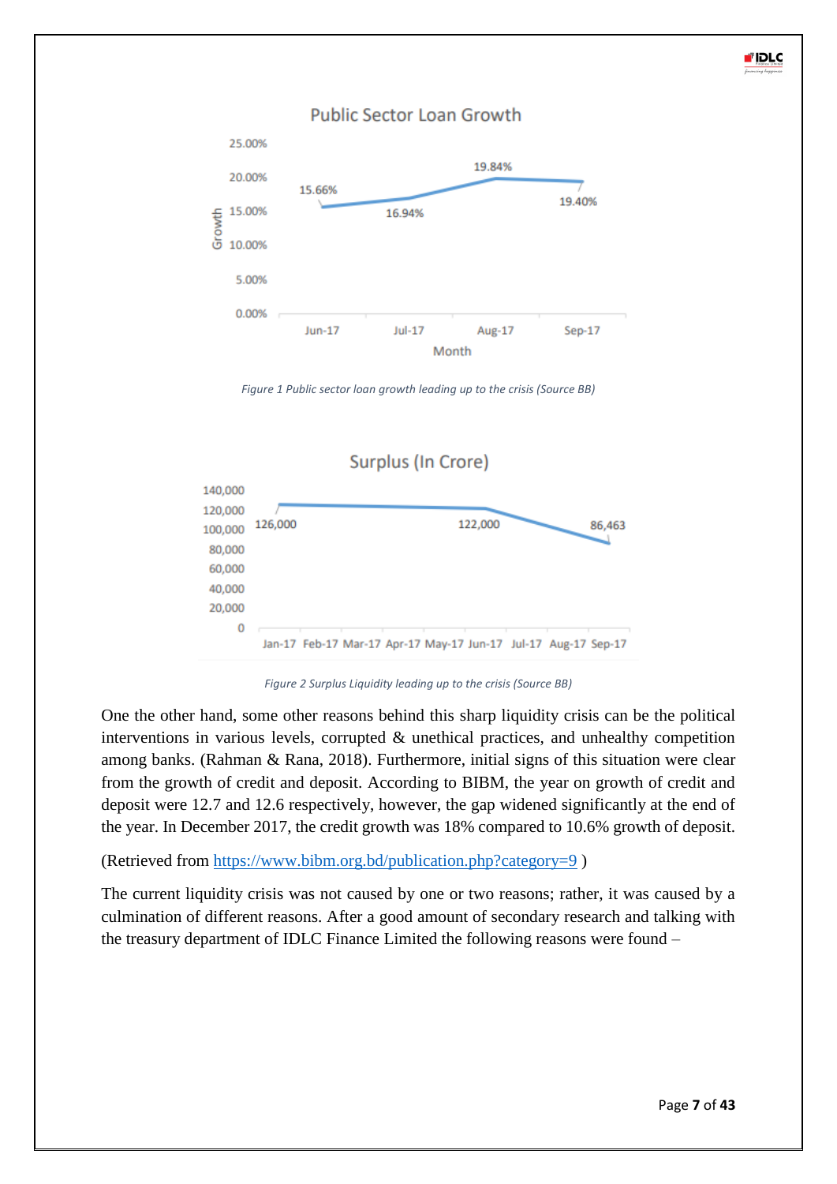Figure 1 Public sector loan growth leading up to the crisis (Source BB)

Figure 2 Surplus Liquidity leading up to the crisis (Source BB)

One the other hand, some other reasons behind this sharp liquidity crisis can be the political interventions in various levels, corrupted & unethical practices, and unhealthy competition among banks. (Rahman & Rana, 2018). Furthermore, initial signs of this situation were clear from the growth of credit and deposit. According to BIBM, the year on growth of credit and deposit were 12.7 and 12.6 respectively, however, the gap widened significantly at the end of the year. In December 2017, the credit growth was 18% compared to 10.6% growth of deposit.

(Retrieved from [https://www.bibm.org.bd/publication.php?category=9](https://www.bibm.org.bd/publication.php?category=9) )

The current liquidity crisis was not caused by one or two reasons; rather, it was caused by a culmination of different reasons. After a good amount of secondary research and talking with the treasury department of IDLC Finance Limited the following reasons were found –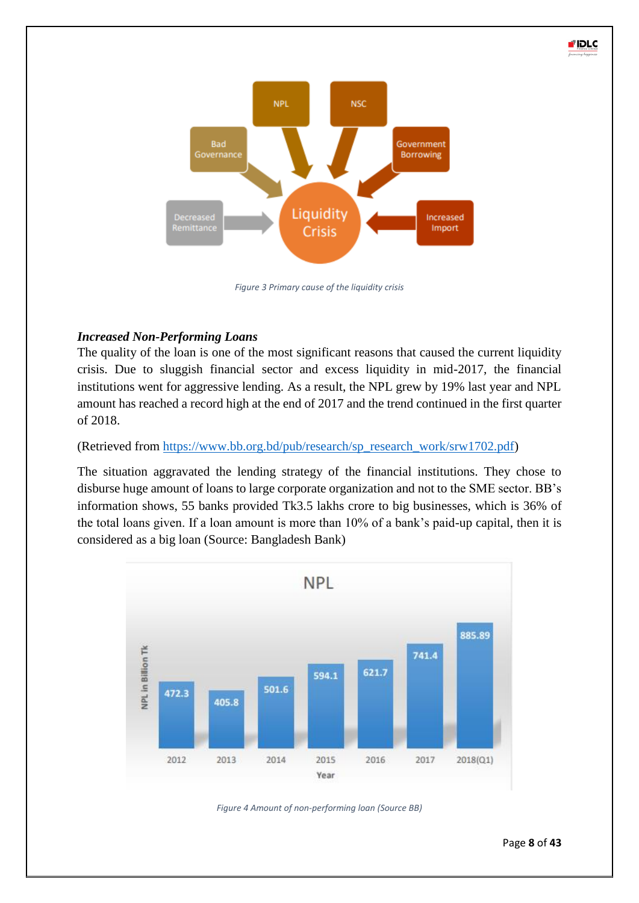Figure 3 Primary cause of the liquidity crisis

***Increased Non-Performing Loans***

The quality of the loan is one of the most significant reasons that caused the current liquidity crisis. Due to sluggish financial sector and excess liquidity in mid-2017, the financial institutions went for aggressive lending. As a result, the NPL grew by 19% last year and NPL amount has reached a record high at the end of 2017 and the trend continued in the first quarter of 2018.

(Retrieved from [https://www.bb.org.bd/pub/research/sp_research_work/srw1702.pdf](https://www.bb.org.bd/pub/research/sp_research_work/srw1702.pdf))

The situation aggravated the lending strategy of the financial institutions. They chose to disburse huge amount of loans to large corporate organization and not to the SME sector. BB's information shows, 55 banks provided Tk3.5 lakhs crore to big businesses, which is 36% of the total loans given. If a loan amount is more than 10% of a bank's paid-up capital, then it is considered as a big loan (Source: Bangladesh Bank)

Figure 4 Amount of non-performing loan (Source BB)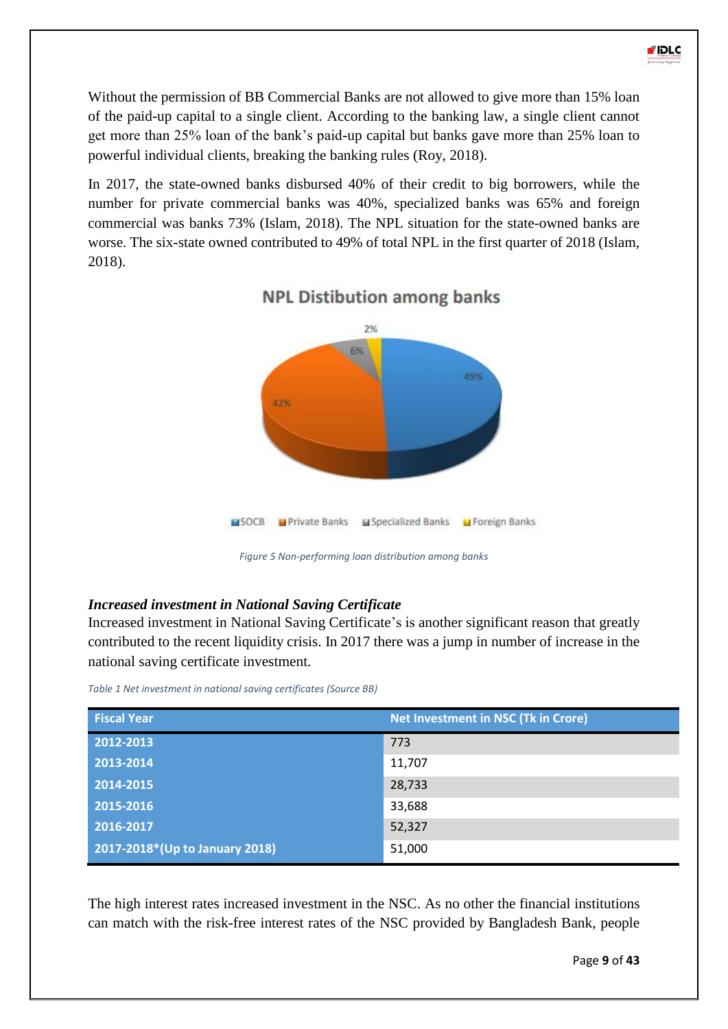Without the permission of BB Commercial Banks are not allowed to give more than 15% loan of the paid-up capital to a single client. According to the banking law, a single client cannot get more than 25% loan of the bank's paid-up capital but banks gave more than 25% loan to powerful individual clients, breaking the banking rules (Roy, 2018).

In 2017, the state-owned banks disbursed 40% of their credit to big borrowers, while the number for private commercial banks was 40%, specialized banks was 65% and foreign commercial was banks 73% (Islam, 2018). The NPL situation for the state-owned banks are worse. The six-state owned contributed to 49% of total NPL in the first quarter of 2018 (Islam, 2018).

*Figure 5 Non-performing loan distribution among banks*

### *Increased investment in National Saving Certificate*

Increased investment in National Saving Certificate's is another significant reason that greatly contributed to the recent liquidity crisis. In 2017 there was a jump in number of increase in the national saving certificate investment.

*Table 1 Net investment in national saving certificates (Source BB)*

| Fiscal Year | Net Investment in NSC (Tk in Crore) |
|---|---|
| 2012-2013 | 773 |
| 2013-2014 | 11,707 |
| 2014-2015 | 28,733 |
| 2015-2016 | 33,688 |
| 2016-2017 | 52,327 |
| 2017-2018*(Up to January 2018) | 51,000 |

The high interest rates increased investment in the NSC. As no other the financial institutions can match with the risk-free interest rates of the NSC provided by Bangladesh Bank, people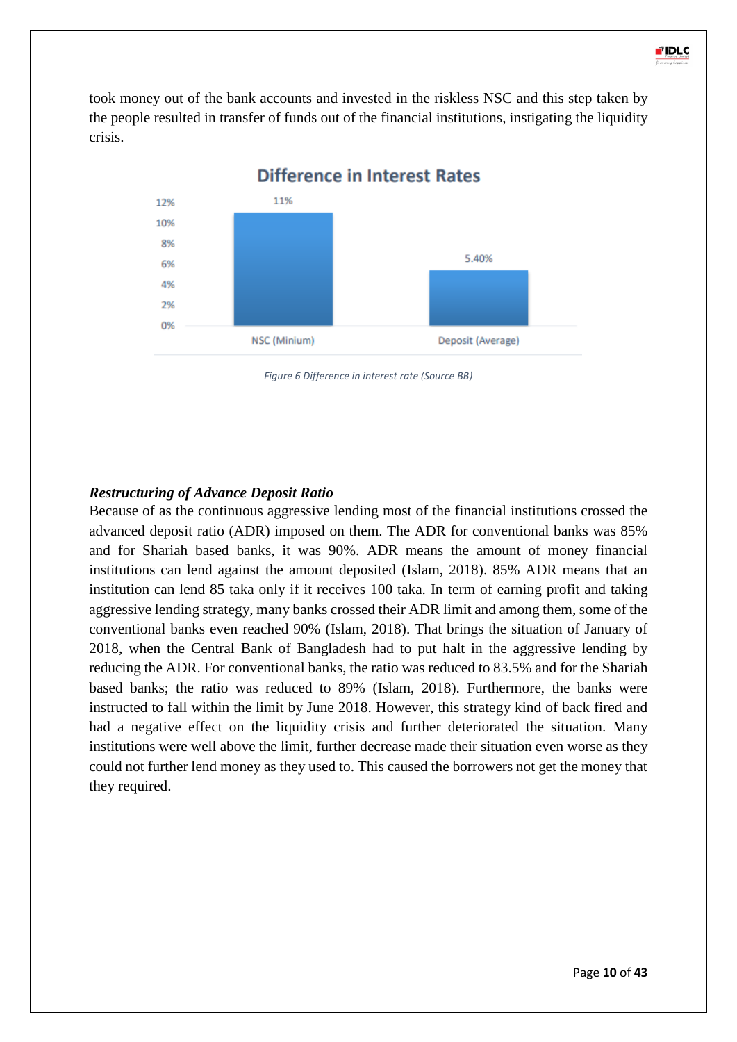took money out of the bank accounts and invested in the riskless NSC and this step taken by the people resulted in transfer of funds out of the financial institutions, instigating the liquidity crisis.

**Difference in Interest Rates**

| | NSC (Minium) | Deposit (Average) |
|---|---|---|
| Interest Rate | 11% | 5.40% |

*Figure 6 Difference in interest rate (Source BB)*

***Restructuring of Advance Deposit Ratio***

Because of as the continuous aggressive lending most of the financial institutions crossed the advanced deposit ratio (ADR) imposed on them. The ADR for conventional banks was 85% and for Shariah based banks, it was 90%. ADR means the amount of money financial institutions can lend against the amount deposited (Islam, 2018). 85% ADR means that an institution can lend 85 taka only if it receives 100 taka. In term of earning profit and taking aggressive lending strategy, many banks crossed their ADR limit and among them, some of the conventional banks even reached 90% (Islam, 2018). That brings the situation of January of 2018, when the Central Bank of Bangladesh had to put halt in the aggressive lending by reducing the ADR. For conventional banks, the ratio was reduced to 83.5% and for the Shariah based banks; the ratio was reduced to 89% (Islam, 2018). Furthermore, the banks were instructed to fall within the limit by June 2018. However, this strategy kind of back fired and had a negative effect on the liquidity crisis and further deteriorated the situation. Many institutions were well above the limit, further decrease made their situation even worse as they could not further lend money as they used to. This caused the borrowers not get the money that they required.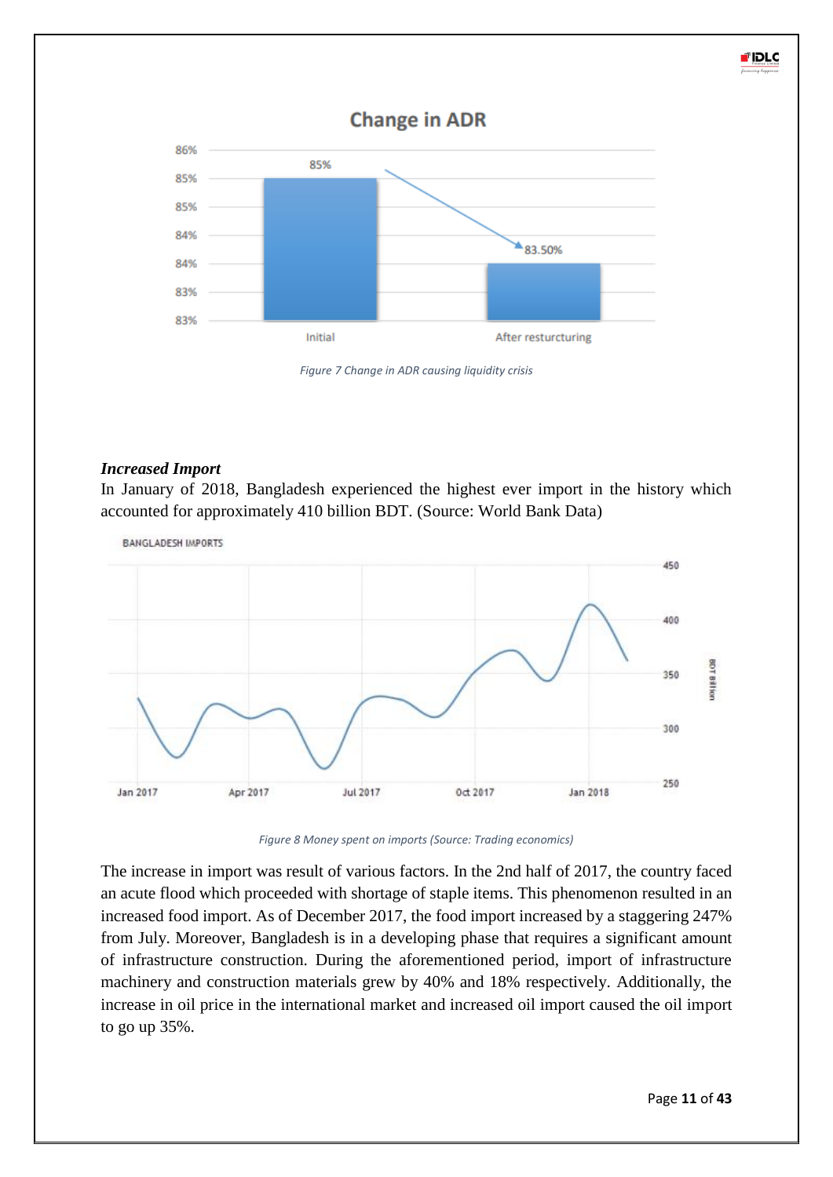Figure 7 Change in ADR causing liquidity crisis

***Increased Import***

In January of 2018, Bangladesh experienced the highest ever import in the history which accounted for approximately 410 billion BDT. (Source: World Bank Data)

Figure 8 Money spent on imports (Source: Trading economics)

The increase in import was result of various factors. In the 2nd half of 2017, the country faced an acute flood which proceeded with shortage of staple items. This phenomenon resulted in an increased food import. As of December 2017, the food import increased by a staggering 247% from July. Moreover, Bangladesh is in a developing phase that requires a significant amount of infrastructure construction. During the aforementioned period, import of infrastructure machinery and construction materials grew by 40% and 18% respectively. Additionally, the increase in oil price in the international market and increased oil import caused the oil import to go up 35%.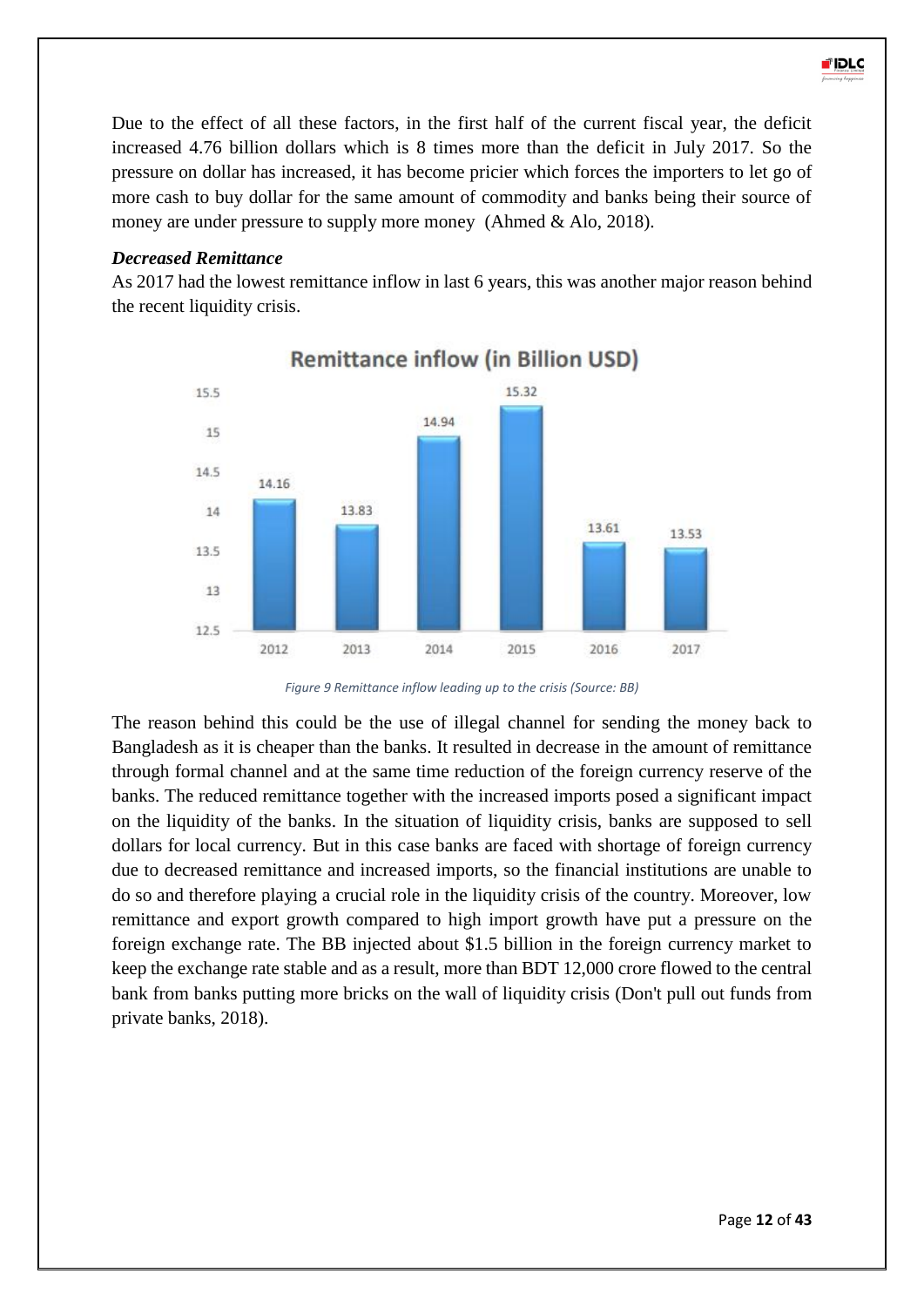Due to the effect of all these factors, in the first half of the current fiscal year, the deficit increased 4.76 billion dollars which is 8 times more than the deficit in July 2017. So the pressure on dollar has increased, it has become pricier which forces the importers to let go of more cash to buy dollar for the same amount of commodity and banks being their source of money are under pressure to supply more money (Ahmed & Alo, 2018).

***Decreased Remittance***

As 2017 had the lowest remittance inflow in last 6 years, this was another major reason behind the recent liquidity crisis.

**Remittance inflow (in Billion USD)**

| Year | Remittance inflow (in Billion USD) |
|---|---|
| 2012 | 14.16 |
| 2013 | 13.83 |
| 2014 | 14.94 |
| 2015 | 15.32 |
| 2016 | 13.61 |
| 2017 | 13.53 |

*Figure 9 Remittance inflow leading up to the crisis (Source: BB)*

The reason behind this could be the use of illegal channel for sending the money back to Bangladesh as it is cheaper than the banks. It resulted in decrease in the amount of remittance through formal channel and at the same time reduction of the foreign currency reserve of the banks. The reduced remittance together with the increased imports posed a significant impact on the liquidity of the banks. In the situation of liquidity crisis, banks are supposed to sell dollars for local currency. But in this case banks are faced with shortage of foreign currency due to decreased remittance and increased imports, so the financial institutions are unable to do so and therefore playing a crucial role in the liquidity crisis of the country. Moreover, low remittance and export growth compared to high import growth have put a pressure on the foreign exchange rate. The BB injected about $1.5 billion in the foreign currency market to keep the exchange rate stable and as a result, more than BDT 12,000 crore flowed to the central bank from banks putting more bricks on the wall of liquidity crisis (Don't pull out funds from private banks, 2018).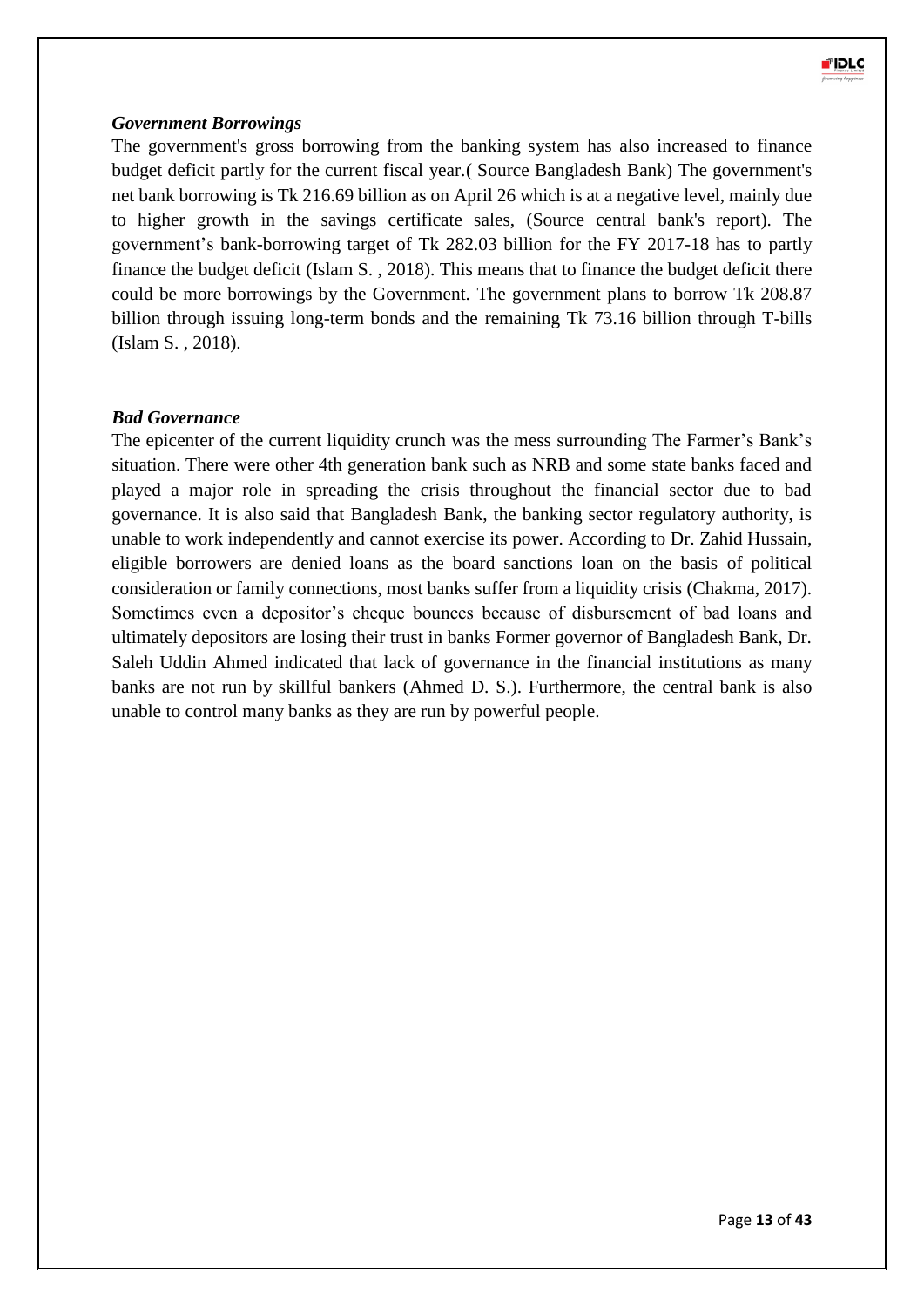### *Government Borrowings*

The government's gross borrowing from the banking system has also increased to finance budget deficit partly for the current fiscal year.( Source Bangladesh Bank) The government's net bank borrowing is Tk 216.69 billion as on April 26 which is at a negative level, mainly due to higher growth in the savings certificate sales, (Source central bank's report). The government's bank-borrowing target of Tk 282.03 billion for the FY 2017-18 has to partly finance the budget deficit (Islam S. , 2018). This means that to finance the budget deficit there could be more borrowings by the Government. The government plans to borrow Tk 208.87 billion through issuing long-term bonds and the remaining Tk 73.16 billion through T-bills (Islam S. , 2018).

### *Bad Governance*

The epicenter of the current liquidity crunch was the mess surrounding The Farmer's Bank's situation. There were other 4th generation bank such as NRB and some state banks faced and played a major role in spreading the crisis throughout the financial sector due to bad governance. It is also said that Bangladesh Bank, the banking sector regulatory authority, is unable to work independently and cannot exercise its power. According to Dr. Zahid Hussain, eligible borrowers are denied loans as the board sanctions loan on the basis of political consideration or family connections, most banks suffer from a liquidity crisis (Chakma, 2017). Sometimes even a depositor's cheque bounces because of disbursement of bad loans and ultimately depositors are losing their trust in banks Former governor of Bangladesh Bank, Dr. Saleh Uddin Ahmed indicated that lack of governance in the financial institutions as many banks are not run by skillful bankers (Ahmed D. S.). Furthermore, the central bank is also unable to control many banks as they are run by powerful people.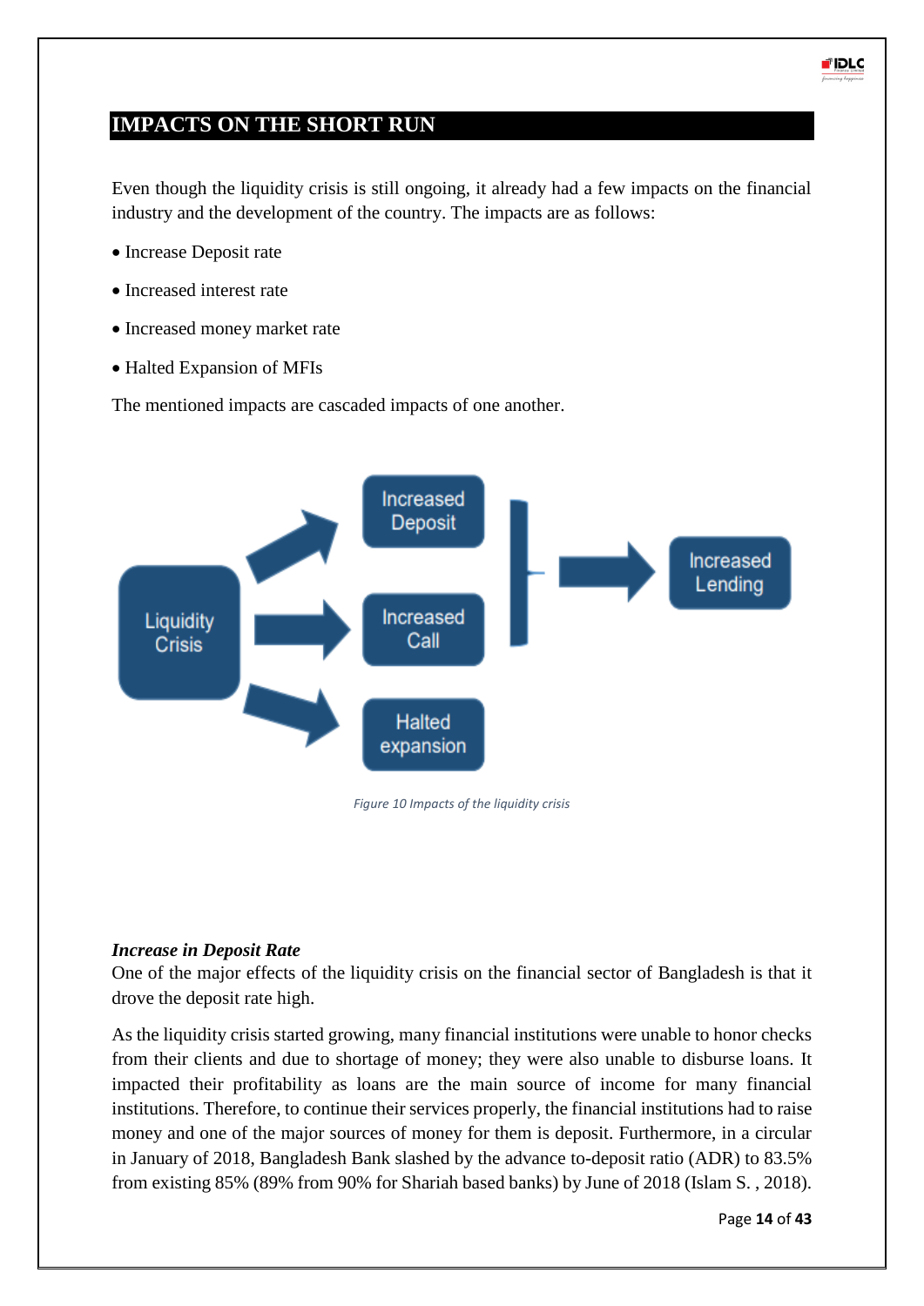# IMPACTS ON THE SHORT RUN

Even though the liquidity crisis is still ongoing, it already had a few impacts on the financial industry and the development of the country. The impacts are as follows:

- Increase Deposit rate
- Increased interest rate
- Increased money market rate
- Halted Expansion of MFIs

The mentioned impacts are cascaded impacts of one another.

*Figure 10 Impacts of the liquidity crisis*

***Increase in Deposit Rate***

One of the major effects of the liquidity crisis on the financial sector of Bangladesh is that it drove the deposit rate high.

As the liquidity crisis started growing, many financial institutions were unable to honor checks from their clients and due to shortage of money; they were also unable to disburse loans. It impacted their profitability as loans are the main source of income for many financial institutions. Therefore, to continue their services properly, the financial institutions had to raise money and one of the major sources of money for them is deposit. Furthermore, in a circular in January of 2018, Bangladesh Bank slashed by the advance to-deposit ratio (ADR) to 83.5% from existing 85% (89% from 90% for Shariah based banks) by June of 2018 (Islam S. , 2018).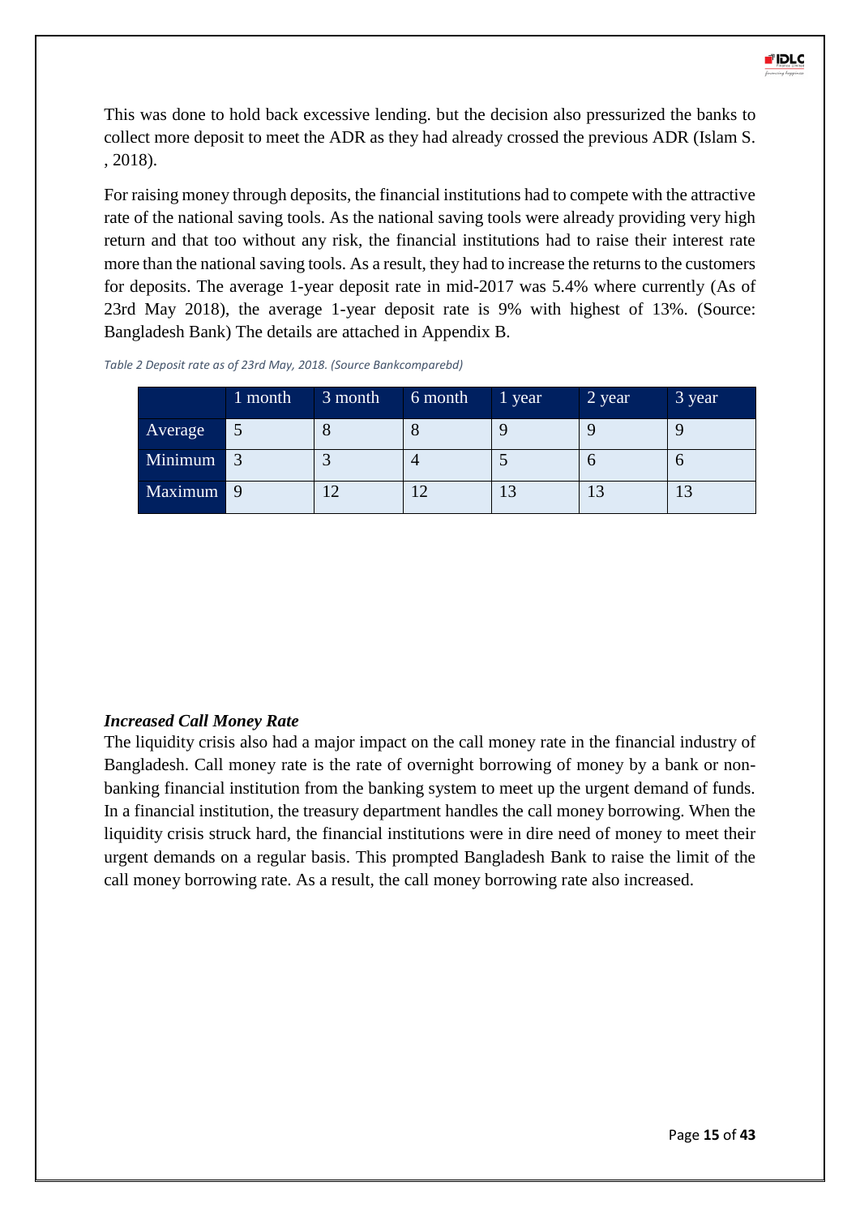This was done to hold back excessive lending. but the decision also pressurized the banks to collect more deposit to meet the ADR as they had already crossed the previous ADR (Islam S. , 2018).

For raising money through deposits, the financial institutions had to compete with the attractive rate of the national saving tools. As the national saving tools were already providing very high return and that too without any risk, the financial institutions had to raise their interest rate more than the national saving tools. As a result, they had to increase the returns to the customers for deposits. The average 1-year deposit rate in mid-2017 was 5.4% where currently (As of 23rd May 2018), the average 1-year deposit rate is 9% with highest of 13%. (Source: Bangladesh Bank) The details are attached in Appendix B.

*Table 2 Deposit rate as of 23rd May, 2018. (Source Bankcomparebd)*

| | 1 month | 3 month | 6 month | 1 year | 2 year | 3 year |
|---|---|---|---|---|---|---|
| Average | 5 | 8 | 8 | 9 | 9 | 9 |
| Minimum | 3 | 3 | 4 | 5 | 6 | 6 |
| Maximum | 9 | 12 | 12 | 13 | 13 | 13 |

### *Increased Call Money Rate*

The liquidity crisis also had a major impact on the call money rate in the financial industry of Bangladesh. Call money rate is the rate of overnight borrowing of money by a bank or non-banking financial institution from the banking system to meet up the urgent demand of funds. In a financial institution, the treasury department handles the call money borrowing. When the liquidity crisis struck hard, the financial institutions were in dire need of money to meet their urgent demands on a regular basis. This prompted Bangladesh Bank to raise the limit of the call money borrowing rate. As a result, the call money borrowing rate also increased.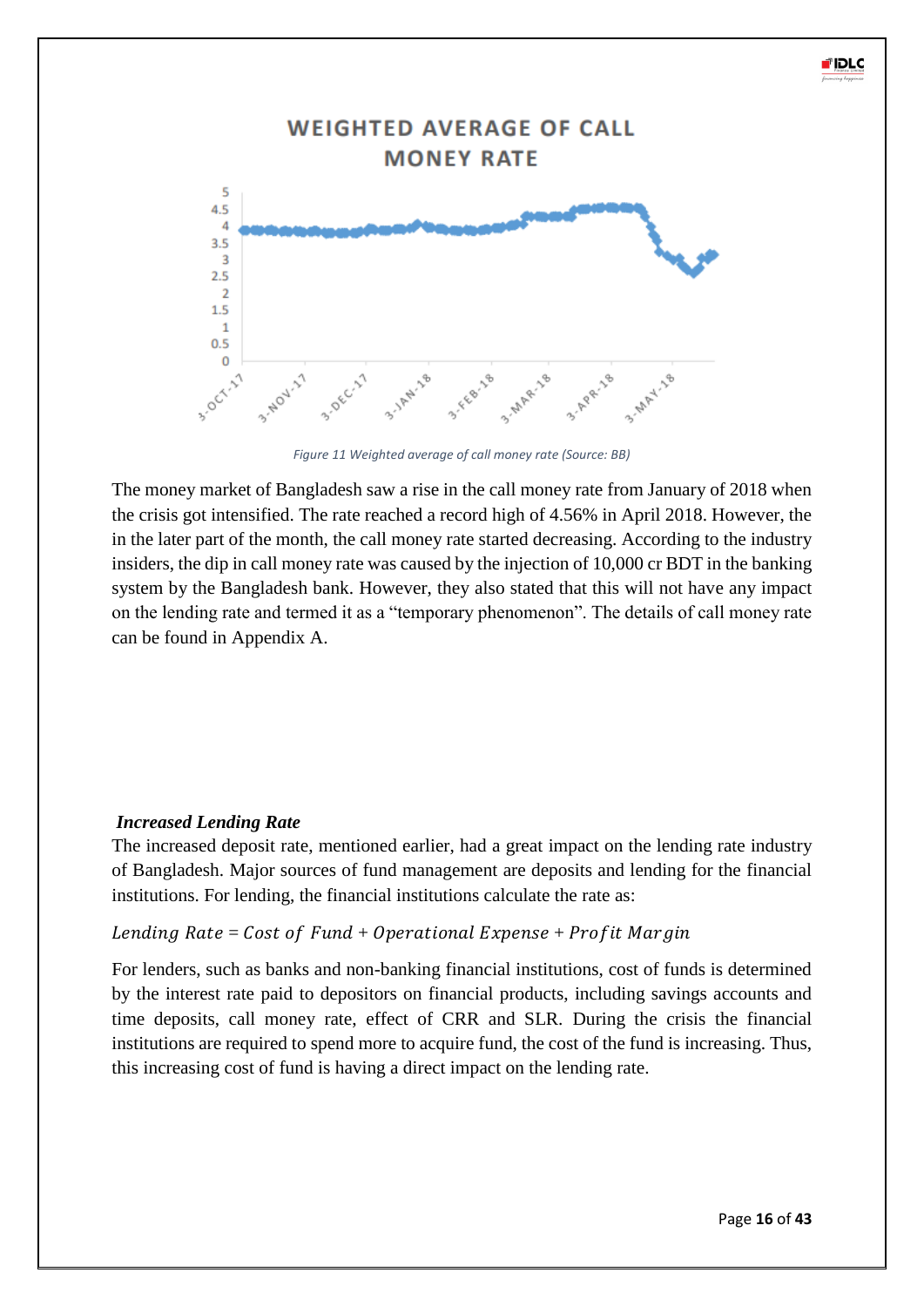Figure 11 Weighted average of call money rate (Source: BB)

The money market of Bangladesh saw a rise in the call money rate from January of 2018 when the crisis got intensified. The rate reached a record high of 4.56% in April 2018. However, the in the later part of the month, the call money rate started decreasing. According to the industry insiders, the dip in call money rate was caused by the injection of 10,000 cr BDT in the banking system by the Bangladesh bank. However, they also stated that this will not have any impact on the lending rate and termed it as a "temporary phenomenon". The details of call money rate can be found in Appendix A.

***Increased Lending Rate***

The increased deposit rate, mentioned earlier, had a great impact on the lending rate industry of Bangladesh. Major sources of fund management are deposits and lending for the financial institutions. For lending, the financial institutions calculate the rate as:

$$Lending\ Rate = Cost\ of\ Fund + Operational\ Expense + Profit\ Margin$$

For lenders, such as banks and non-banking financial institutions, cost of funds is determined by the interest rate paid to depositors on financial products, including savings accounts and time deposits, call money rate, effect of CRR and SLR. During the crisis the financial institutions are required to spend more to acquire fund, the cost of the fund is increasing. Thus, this increasing cost of fund is having a direct impact on the lending rate.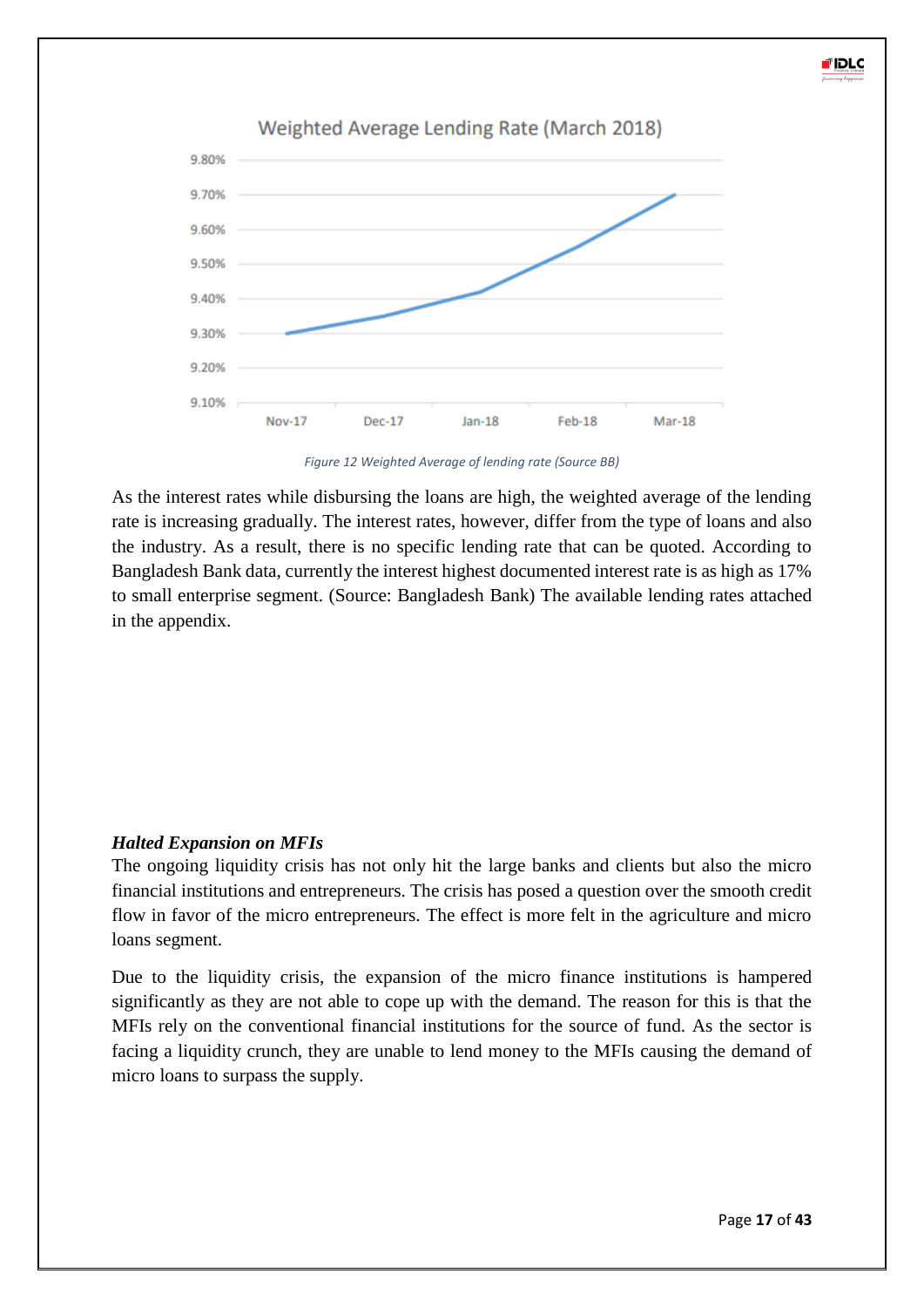Figure 12 Weighted Average of lending rate (Source BB)

As the interest rates while disbursing the loans are high, the weighted average of the lending rate is increasing gradually. The interest rates, however, differ from the type of loans and also the industry. As a result, there is no specific lending rate that can be quoted. According to Bangladesh Bank data, currently the interest highest documented interest rate is as high as 17% to small enterprise segment. (Source: Bangladesh Bank) The available lending rates attached in the appendix.

***Halted Expansion on MFIs***

The ongoing liquidity crisis has not only hit the large banks and clients but also the micro financial institutions and entrepreneurs. The crisis has posed a question over the smooth credit flow in favor of the micro entrepreneurs. The effect is more felt in the agriculture and micro loans segment.

Due to the liquidity crisis, the expansion of the micro finance institutions is hampered significantly as they are not able to cope up with the demand. The reason for this is that the MFIs rely on the conventional financial institutions for the source of fund. As the sector is facing a liquidity crunch, they are unable to lend money to the MFIs causing the demand of micro loans to surpass the supply.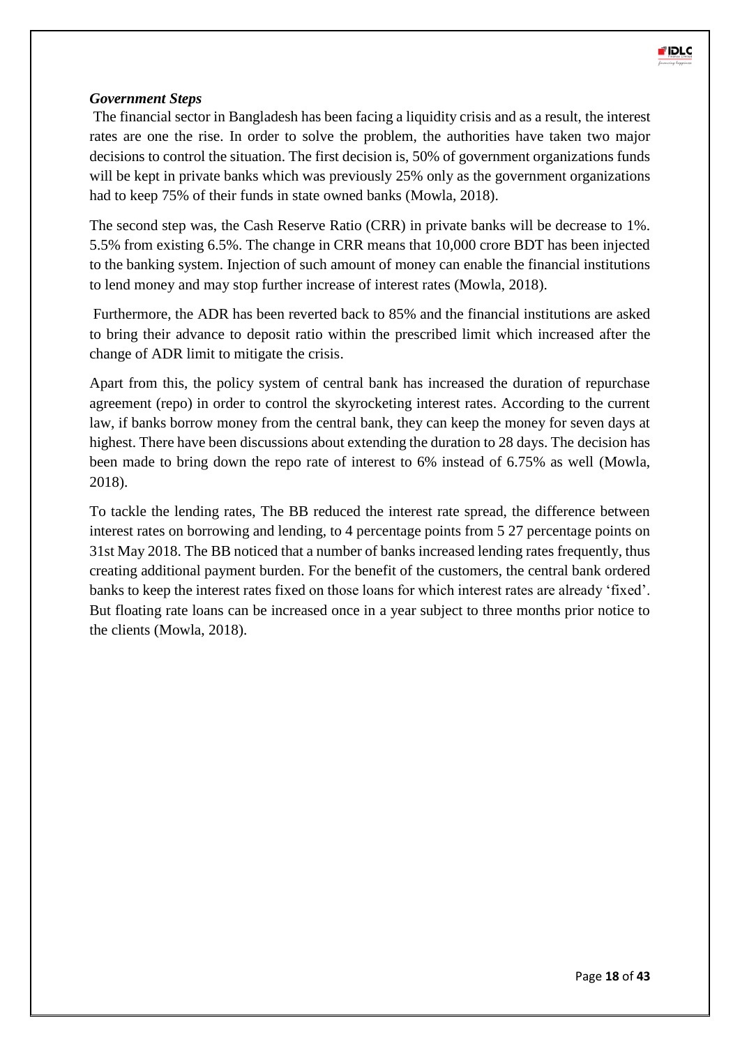***Government Steps***

The financial sector in Bangladesh has been facing a liquidity crisis and as a result, the interest rates are one the rise. In order to solve the problem, the authorities have taken two major decisions to control the situation. The first decision is, 50% of government organizations funds will be kept in private banks which was previously 25% only as the government organizations had to keep 75% of their funds in state owned banks (Mowla, 2018).

The second step was, the Cash Reserve Ratio (CRR) in private banks will be decrease to 1%. 5.5% from existing 6.5%. The change in CRR means that 10,000 crore BDT has been injected to the banking system. Injection of such amount of money can enable the financial institutions to lend money and may stop further increase of interest rates (Mowla, 2018).

Furthermore, the ADR has been reverted back to 85% and the financial institutions are asked to bring their advance to deposit ratio within the prescribed limit which increased after the change of ADR limit to mitigate the crisis.

Apart from this, the policy system of central bank has increased the duration of repurchase agreement (repo) in order to control the skyrocketing interest rates. According to the current law, if banks borrow money from the central bank, they can keep the money for seven days at highest. There have been discussions about extending the duration to 28 days. The decision has been made to bring down the repo rate of interest to 6% instead of 6.75% as well (Mowla, 2018).

To tackle the lending rates, The BB reduced the interest rate spread, the difference between interest rates on borrowing and lending, to 4 percentage points from 5 27 percentage points on 31st May 2018. The BB noticed that a number of banks increased lending rates frequently, thus creating additional payment burden. For the benefit of the customers, the central bank ordered banks to keep the interest rates fixed on those loans for which interest rates are already 'fixed'. But floating rate loans can be increased once in a year subject to three months prior notice to the clients (Mowla, 2018).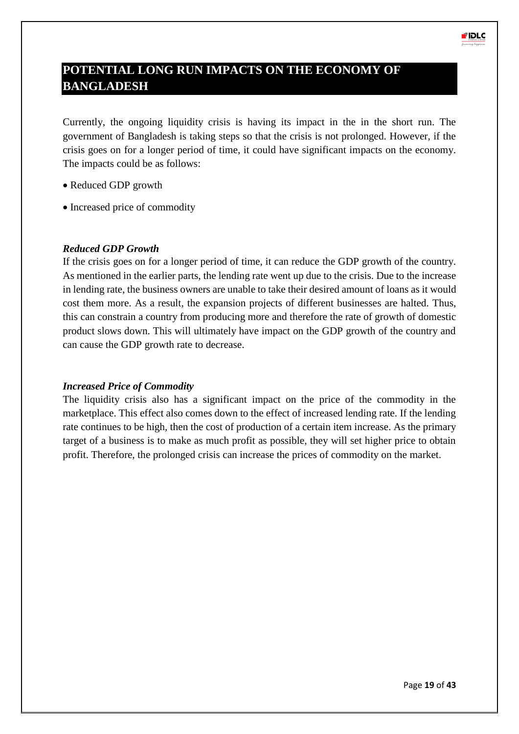## POTENTIAL LONG RUN IMPACTS ON THE ECONOMY OF BANGLADESH

Currently, the ongoing liquidity crisis is having its impact in the in the short run. The government of Bangladesh is taking steps so that the crisis is not prolonged. However, if the crisis goes on for a longer period of time, it could have significant impacts on the economy. The impacts could be as follows:

- Reduced GDP growth
- Increased price of commodity

### *Reduced GDP Growth*

If the crisis goes on for a longer period of time, it can reduce the GDP growth of the country. As mentioned in the earlier parts, the lending rate went up due to the crisis. Due to the increase in lending rate, the business owners are unable to take their desired amount of loans as it would cost them more. As a result, the expansion projects of different businesses are halted. Thus, this can constrain a country from producing more and therefore the rate of growth of domestic product slows down. This will ultimately have impact on the GDP growth of the country and can cause the GDP growth rate to decrease.

### *Increased Price of Commodity*

The liquidity crisis also has a significant impact on the price of the commodity in the marketplace. This effect also comes down to the effect of increased lending rate. If the lending rate continues to be high, then the cost of production of a certain item increase. As the primary target of a business is to make as much profit as possible, they will set higher price to obtain profit. Therefore, the prolonged crisis can increase the prices of commodity on the market.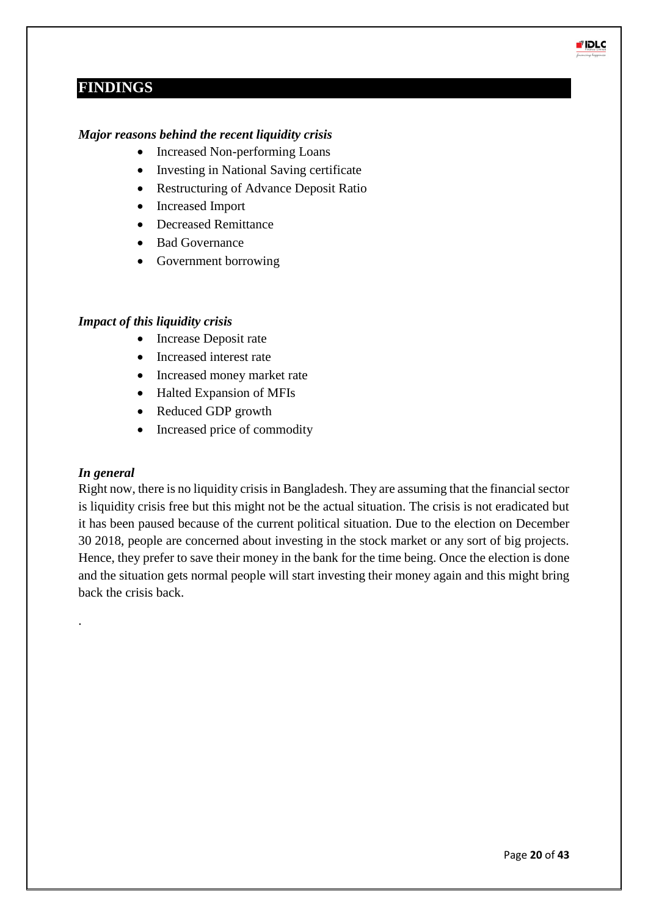# FINDINGS

***Major reasons behind the recent liquidity crisis***

- Increased Non-performing Loans
- Investing in National Saving certificate
- Restructuring of Advance Deposit Ratio
- Increased Import
- Decreased Remittance
- Bad Governance
- Government borrowing

***Impact of this liquidity crisis***

- Increase Deposit rate
- Increased interest rate
- Increased money market rate
- Halted Expansion of MFIs
- Reduced GDP growth
- Increased price of commodity

***In general***

Right now, there is no liquidity crisis in Bangladesh. They are assuming that the financial sector is liquidity crisis free but this might not be the actual situation. The crisis is not eradicated but it has been paused because of the current political situation. Due to the election on December 30 2018, people are concerned about investing in the stock market or any sort of big projects. Hence, they prefer to save their money in the bank for the time being. Once the election is done and the situation gets normal people will start investing their money again and this might bring back the crisis back.

.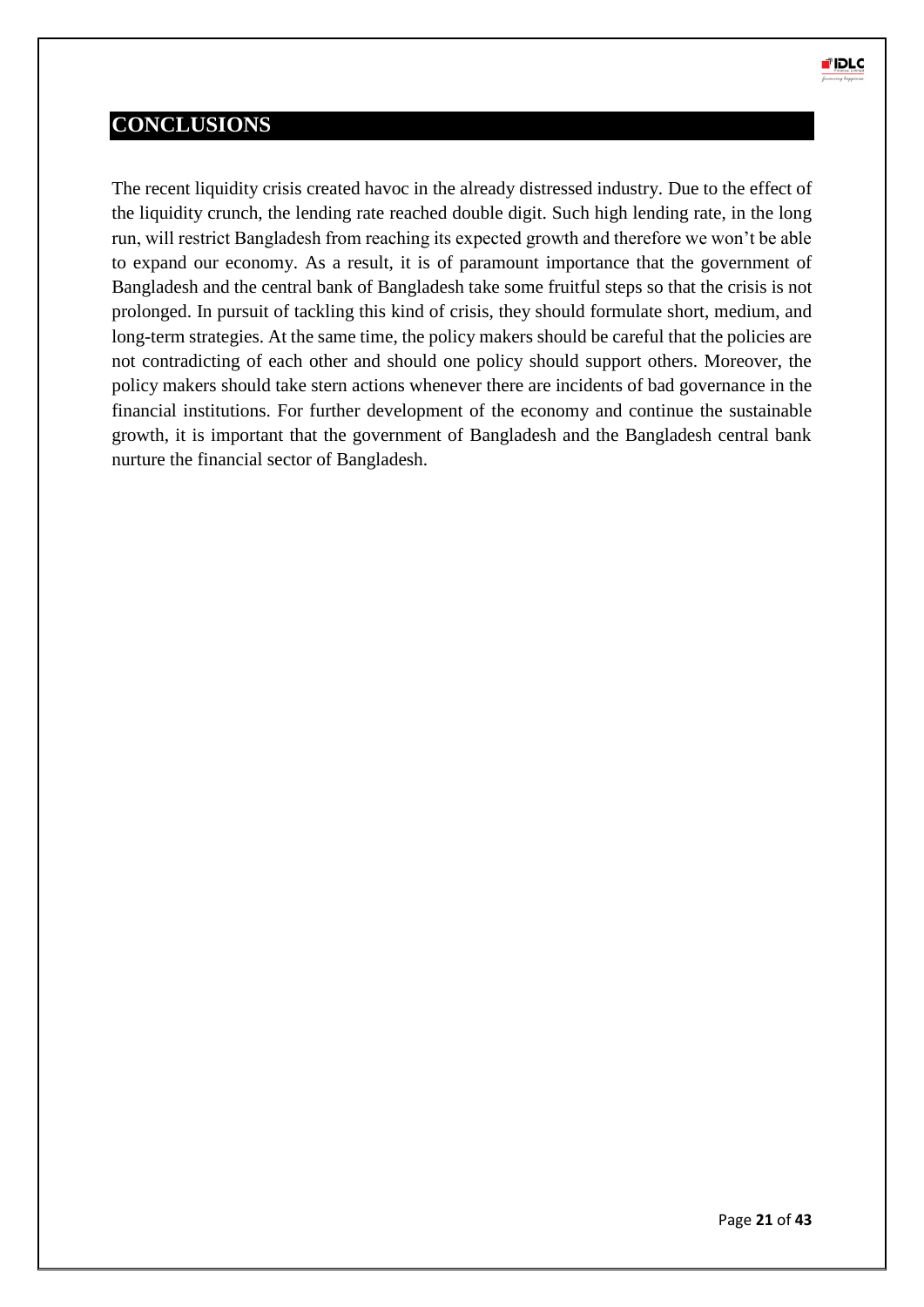# CONCLUSIONS

The recent liquidity crisis created havoc in the already distressed industry. Due to the effect of the liquidity crunch, the lending rate reached double digit. Such high lending rate, in the long run, will restrict Bangladesh from reaching its expected growth and therefore we won't be able to expand our economy. As a result, it is of paramount importance that the government of Bangladesh and the central bank of Bangladesh take some fruitful steps so that the crisis is not prolonged. In pursuit of tackling this kind of crisis, they should formulate short, medium, and long-term strategies. At the same time, the policy makers should be careful that the policies are not contradicting of each other and should one policy should support others. Moreover, the policy makers should take stern actions whenever there are incidents of bad governance in the financial institutions. For further development of the economy and continue the sustainable growth, it is important that the government of Bangladesh and the Bangladesh central bank nurture the financial sector of Bangladesh.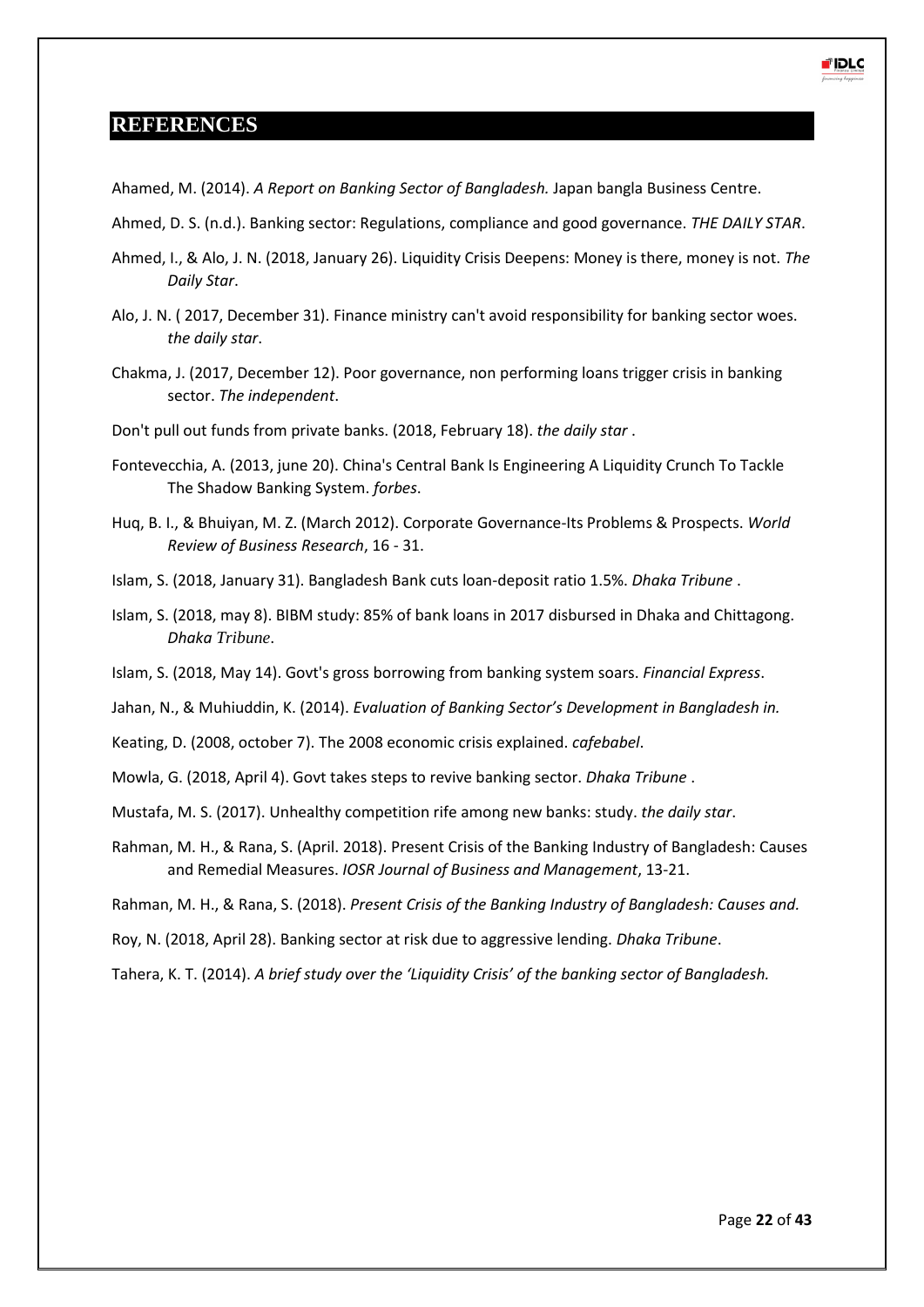# REFERENCES

Ahamed, M. (2014). *A Report on Banking Sector of Bangladesh.* Japan bangla Business Centre.

Ahmed, D. S. (n.d.). Banking sector: Regulations, compliance and good governance. *THE DAILY STAR*.

Ahmed, I., & Alo, J. N. (2018, January 26). Liquidity Crisis Deepens: Money is there, money is not. *The Daily Star*.

Alo, J. N. ( 2017, December 31). Finance ministry can't avoid responsibility for banking sector woes. *the daily star*.

Chakma, J. (2017, December 12). Poor governance, non performing loans trigger crisis in banking sector. *The independent*.

Don't pull out funds from private banks. (2018, February 18). *the daily star* .

Fontevecchia, A. (2013, june 20). China's Central Bank Is Engineering A Liquidity Crunch To Tackle The Shadow Banking System. *forbes*.

Huq, B. I., & Bhuiyan, M. Z. (March 2012). Corporate Governance-Its Problems & Prospects. *World Review of Business Research*, 16 - 31.

Islam, S. (2018, January 31). Bangladesh Bank cuts loan-deposit ratio 1.5%. *Dhaka Tribune* .

Islam, S. (2018, may 8). BIBM study: 85% of bank loans in 2017 disbursed in Dhaka and Chittagong. *Dhaka Tribune*.

Islam, S. (2018, May 14). Govt's gross borrowing from banking system soars. *Financial Express*.

Jahan, N., & Muhiuddin, K. (2014). *Evaluation of Banking Sector's Development in Bangladesh in.*

Keating, D. (2008, october 7). The 2008 economic crisis explained. *cafebabel*.

Mowla, G. (2018, April 4). Govt takes steps to revive banking sector. *Dhaka Tribune* .

Mustafa, M. S. (2017). Unhealthy competition rife among new banks: study. *the daily star*.

Rahman, M. H., & Rana, S. (April. 2018). Present Crisis of the Banking Industry of Bangladesh: Causes and Remedial Measures. *IOSR Journal of Business and Management*, 13-21.

Rahman, M. H., & Rana, S. (2018). *Present Crisis of the Banking Industry of Bangladesh: Causes and.*

Roy, N. (2018, April 28). Banking sector at risk due to aggressive lending. *Dhaka Tribune*.

Tahera, K. T. (2014). *A brief study over the 'Liquidity Crisis' of the banking sector of Bangladesh.*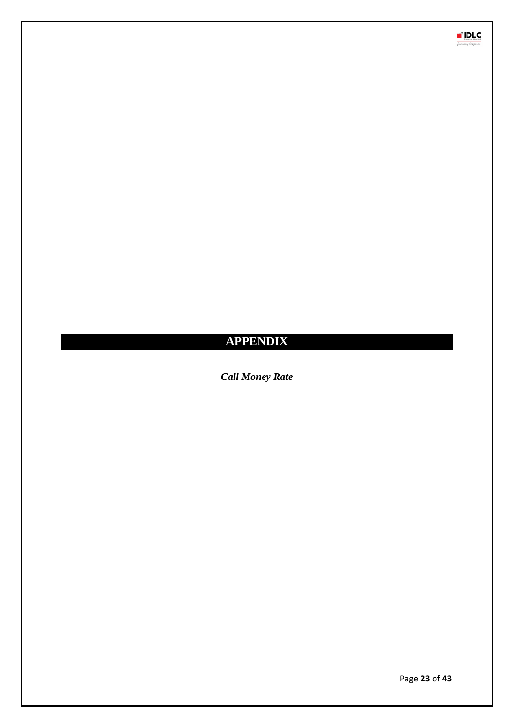# APPENDIX

***Call Money Rate***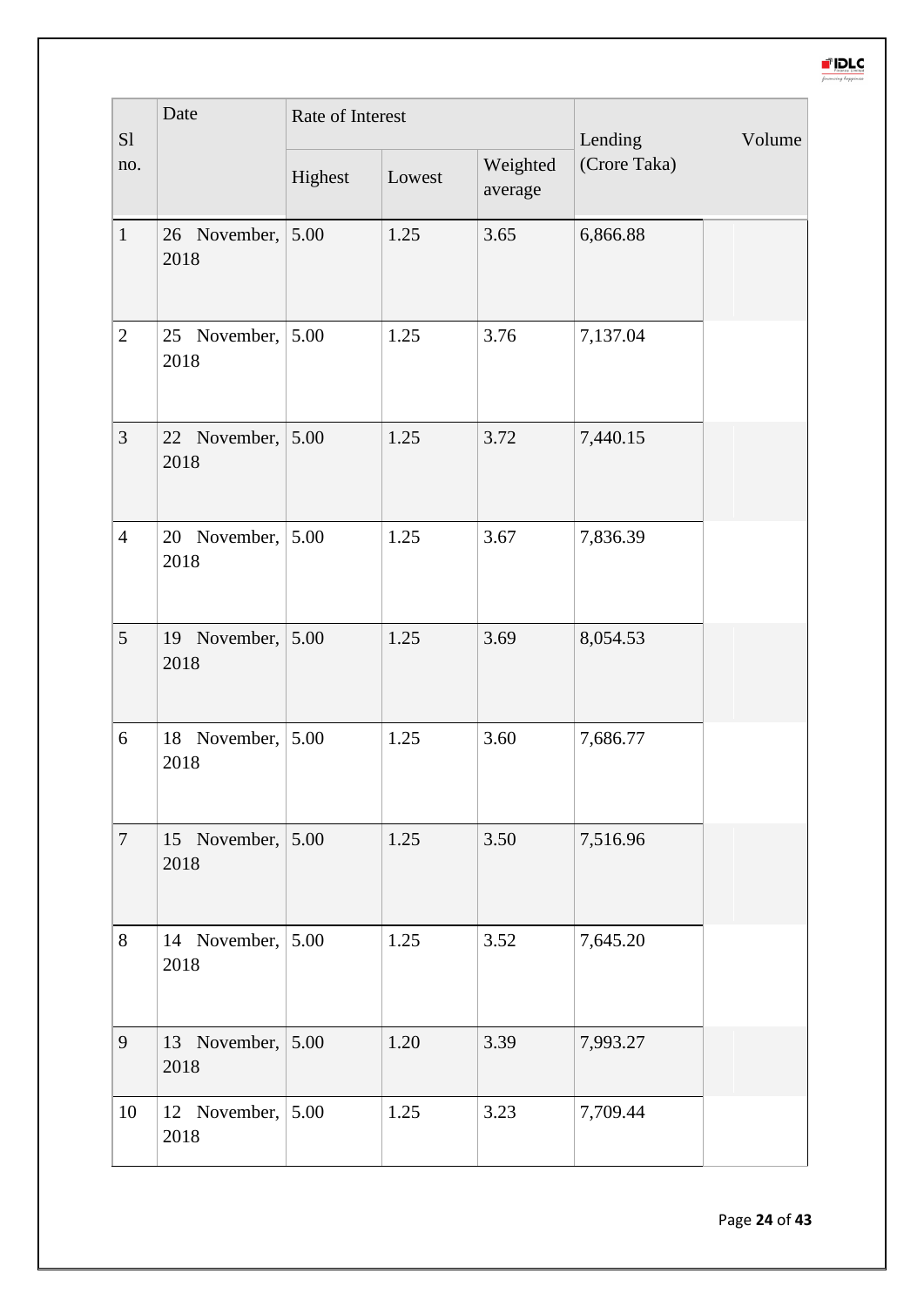| Sl no. | Date | Rate of Interest | | | Lending Volume (Crore Taka) |
|---|---|---|---|---|---|
| | | Highest | Lowest | Weighted average | |
| 1 | 26 November, 2018 | 5.00 | 1.25 | 3.65 | 6,866.88 |
| 2 | 25 November, 2018 | 5.00 | 1.25 | 3.76 | 7,137.04 |
| 3 | 22 November, 2018 | 5.00 | 1.25 | 3.72 | 7,440.15 |
| 4 | 20 November, 2018 | 5.00 | 1.25 | 3.67 | 7,836.39 |
| 5 | 19 November, 2018 | 5.00 | 1.25 | 3.69 | 8,054.53 |
| 6 | 18 November, 2018 | 5.00 | 1.25 | 3.60 | 7,686.77 |
| 7 | 15 November, 2018 | 5.00 | 1.25 | 3.50 | 7,516.96 |
| 8 | 14 November, 2018 | 5.00 | 1.25 | 3.52 | 7,645.20 |
| 9 | 13 November, 2018 | 5.00 | 1.20 | 3.39 | 7,993.27 |
| 10 | 12 November, 2018 | 5.00 | 1.25 | 3.23 | 7,709.44 |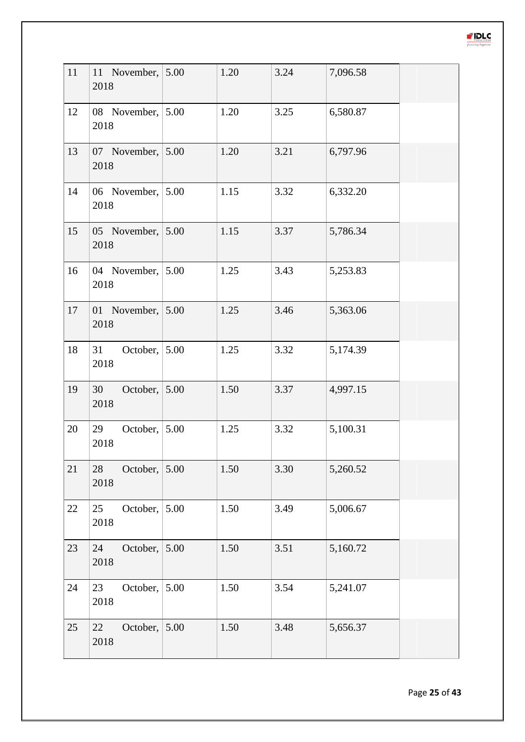| | | | | | | |
|---|---|---|---|---|---|---|
| 11 | 11 November, 2018 | 5.00 | 1.20 | 3.24 | 7,096.58 | |
| 12 | 08 November, 2018 | 5.00 | 1.20 | 3.25 | 6,580.87 | |
| 13 | 07 November, 2018 | 5.00 | 1.20 | 3.21 | 6,797.96 | |
| 14 | 06 November, 2018 | 5.00 | 1.15 | 3.32 | 6,332.20 | |
| 15 | 05 November, 2018 | 5.00 | 1.15 | 3.37 | 5,786.34 | |
| 16 | 04 November, 2018 | 5.00 | 1.25 | 3.43 | 5,253.83 | |
| 17 | 01 November, 2018 | 5.00 | 1.25 | 3.46 | 5,363.06 | |
| 18 | 31 October, 2018 | 5.00 | 1.25 | 3.32 | 5,174.39 | |
| 19 | 30 October, 2018 | 5.00 | 1.50 | 3.37 | 4,997.15 | |
| 20 | 29 October, 2018 | 5.00 | 1.25 | 3.32 | 5,100.31 | |
| 21 | 28 October, 2018 | 5.00 | 1.50 | 3.30 | 5,260.52 | |
| 22 | 25 October, 2018 | 5.00 | 1.50 | 3.49 | 5,006.67 | |
| 23 | 24 October, 2018 | 5.00 | 1.50 | 3.51 | 5,160.72 | |
| 24 | 23 October, 2018 | 5.00 | 1.50 | 3.54 | 5,241.07 | |
| 25 | 22 October, 2018 | 5.00 | 1.50 | 3.48 | 5,656.37 | |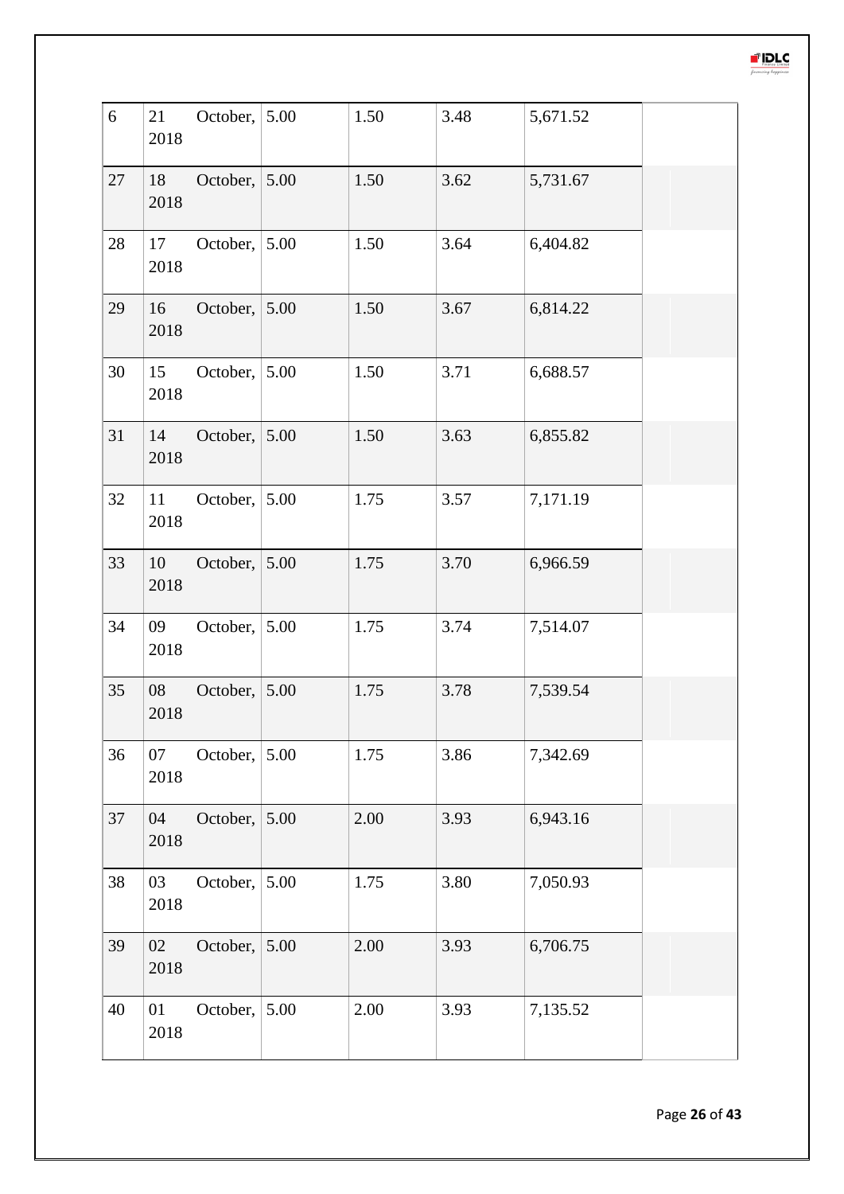| 6 | 21 October, 2018 | 5.00 | 1.50 | 3.48 | 5,671.52 | |
|---|---|---|---|---|---|---|
| 27 | 18 October, 2018 | 5.00 | 1.50 | 3.62 | 5,731.67 | |
| 28 | 17 October, 2018 | 5.00 | 1.50 | 3.64 | 6,404.82 | |
| 29 | 16 October, 2018 | 5.00 | 1.50 | 3.67 | 6,814.22 | |
| 30 | 15 October, 2018 | 5.00 | 1.50 | 3.71 | 6,688.57 | |
| 31 | 14 October, 2018 | 5.00 | 1.50 | 3.63 | 6,855.82 | |
| 32 | 11 October, 2018 | 5.00 | 1.75 | 3.57 | 7,171.19 | |
| 33 | 10 October, 2018 | 5.00 | 1.75 | 3.70 | 6,966.59 | |
| 34 | 09 October, 2018 | 5.00 | 1.75 | 3.74 | 7,514.07 | |
| 35 | 08 October, 2018 | 5.00 | 1.75 | 3.78 | 7,539.54 | |
| 36 | 07 October, 2018 | 5.00 | 1.75 | 3.86 | 7,342.69 | |
| 37 | 04 October, 2018 | 5.00 | 2.00 | 3.93 | 6,943.16 | |
| 38 | 03 October, 2018 | 5.00 | 1.75 | 3.80 | 7,050.93 | |
| 39 | 02 October, 2018 | 5.00 | 2.00 | 3.93 | 6,706.75 | |
| 40 | 01 October, 2018 | 5.00 | 2.00 | 3.93 | 7,135.52 | |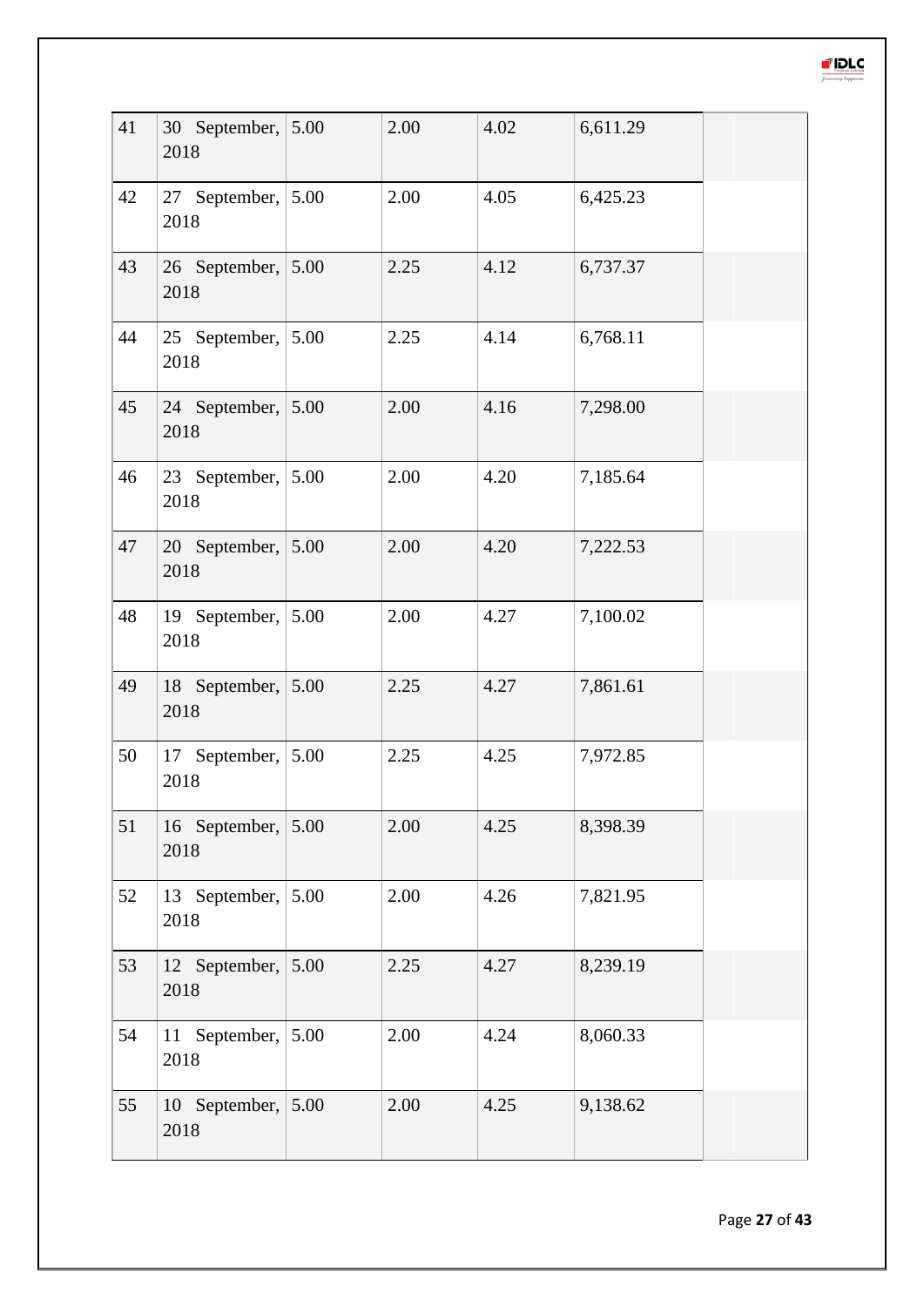| | | | | | | |
|---|---|---|---|---|---|---|
| 41 | 30 September, 2018 | 5.00 | 2.00 | 4.02 | 6,611.29 | |
| 42 | 27 September, 2018 | 5.00 | 2.00 | 4.05 | 6,425.23 | |
| 43 | 26 September, 2018 | 5.00 | 2.25 | 4.12 | 6,737.37 | |
| 44 | 25 September, 2018 | 5.00 | 2.25 | 4.14 | 6,768.11 | |
| 45 | 24 September, 2018 | 5.00 | 2.00 | 4.16 | 7,298.00 | |
| 46 | 23 September, 2018 | 5.00 | 2.00 | 4.20 | 7,185.64 | |
| 47 | 20 September, 2018 | 5.00 | 2.00 | 4.20 | 7,222.53 | |
| 48 | 19 September, 2018 | 5.00 | 2.00 | 4.27 | 7,100.02 | |
| 49 | 18 September, 2018 | 5.00 | 2.25 | 4.27 | 7,861.61 | |
| 50 | 17 September, 2018 | 5.00 | 2.25 | 4.25 | 7,972.85 | |
| 51 | 16 September, 2018 | 5.00 | 2.00 | 4.25 | 8,398.39 | |
| 52 | 13 September, 2018 | 5.00 | 2.00 | 4.26 | 7,821.95 | |
| 53 | 12 September, 2018 | 5.00 | 2.25 | 4.27 | 8,239.19 | |
| 54 | 11 September, 2018 | 5.00 | 2.00 | 4.24 | 8,060.33 | |
| 55 | 10 September, 2018 | 5.00 | 2.00 | 4.25 | 9,138.62 | |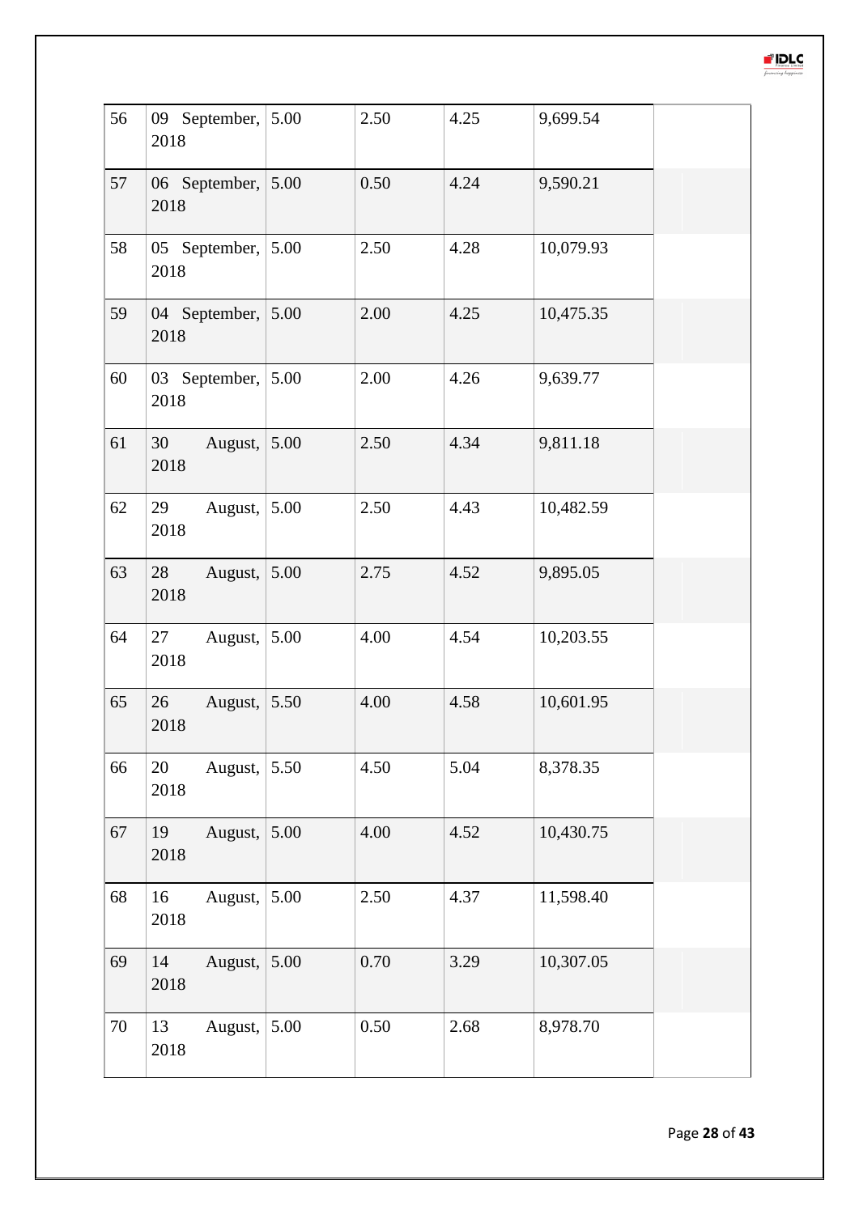| | | | | | | |
|---|---|---|---|---|---|---|
| 56 | 09 September, 2018 | 5.00 | 2.50 | 4.25 | 9,699.54 | |
| 57 | 06 September, 2018 | 5.00 | 0.50 | 4.24 | 9,590.21 | |
| 58 | 05 September, 2018 | 5.00 | 2.50 | 4.28 | 10,079.93 | |
| 59 | 04 September, 2018 | 5.00 | 2.00 | 4.25 | 10,475.35 | |
| 60 | 03 September, 2018 | 5.00 | 2.00 | 4.26 | 9,639.77 | |
| 61 | 30 August, 2018 | 5.00 | 2.50 | 4.34 | 9,811.18 | |
| 62 | 29 August, 2018 | 5.00 | 2.50 | 4.43 | 10,482.59 | |
| 63 | 28 August, 2018 | 5.00 | 2.75 | 4.52 | 9,895.05 | |
| 64 | 27 August, 2018 | 5.00 | 4.00 | 4.54 | 10,203.55 | |
| 65 | 26 August, 2018 | 5.50 | 4.00 | 4.58 | 10,601.95 | |
| 66 | 20 August, 2018 | 5.50 | 4.50 | 5.04 | 8,378.35 | |
| 67 | 19 August, 2018 | 5.00 | 4.00 | 4.52 | 10,430.75 | |
| 68 | 16 August, 2018 | 5.00 | 2.50 | 4.37 | 11,598.40 | |
| 69 | 14 August, 2018 | 5.00 | 0.70 | 3.29 | 10,307.05 | |
| 70 | 13 August, 2018 | 5.00 | 0.50 | 2.68 | 8,978.70 | |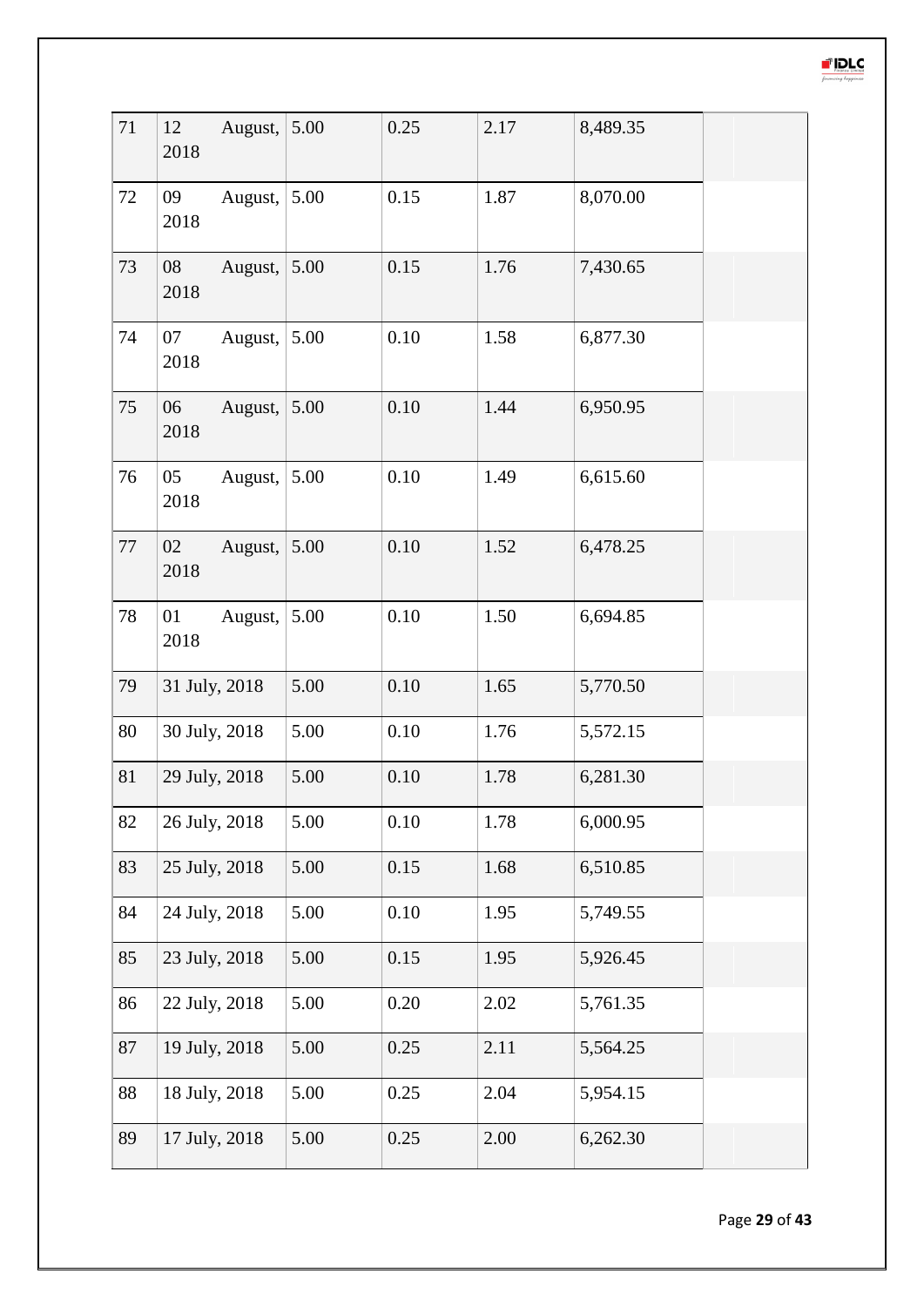| | | | | | | |
|---|---|---|---|---|---|---|
| 71 | 12 August, 2018 | 5.00 | 0.25 | 2.17 | 8,489.35 | |
| 72 | 09 August, 2018 | 5.00 | 0.15 | 1.87 | 8,070.00 | |
| 73 | 08 August, 2018 | 5.00 | 0.15 | 1.76 | 7,430.65 | |
| 74 | 07 August, 2018 | 5.00 | 0.10 | 1.58 | 6,877.30 | |
| 75 | 06 August, 2018 | 5.00 | 0.10 | 1.44 | 6,950.95 | |
| 76 | 05 August, 2018 | 5.00 | 0.10 | 1.49 | 6,615.60 | |
| 77 | 02 August, 2018 | 5.00 | 0.10 | 1.52 | 6,478.25 | |
| 78 | 01 August, 2018 | 5.00 | 0.10 | 1.50 | 6,694.85 | |
| 79 | 31 July, 2018 | 5.00 | 0.10 | 1.65 | 5,770.50 | |
| 80 | 30 July, 2018 | 5.00 | 0.10 | 1.76 | 5,572.15 | |
| 81 | 29 July, 2018 | 5.00 | 0.10 | 1.78 | 6,281.30 | |
| 82 | 26 July, 2018 | 5.00 | 0.10 | 1.78 | 6,000.95 | |
| 83 | 25 July, 2018 | 5.00 | 0.15 | 1.68 | 6,510.85 | |
| 84 | 24 July, 2018 | 5.00 | 0.10 | 1.95 | 5,749.55 | |
| 85 | 23 July, 2018 | 5.00 | 0.15 | 1.95 | 5,926.45 | |
| 86 | 22 July, 2018 | 5.00 | 0.20 | 2.02 | 5,761.35 | |
| 87 | 19 July, 2018 | 5.00 | 0.25 | 2.11 | 5,564.25 | |
| 88 | 18 July, 2018 | 5.00 | 0.25 | 2.04 | 5,954.15 | |
| 89 | 17 July, 2018 | 5.00 | 0.25 | 2.00 | 6,262.30 | |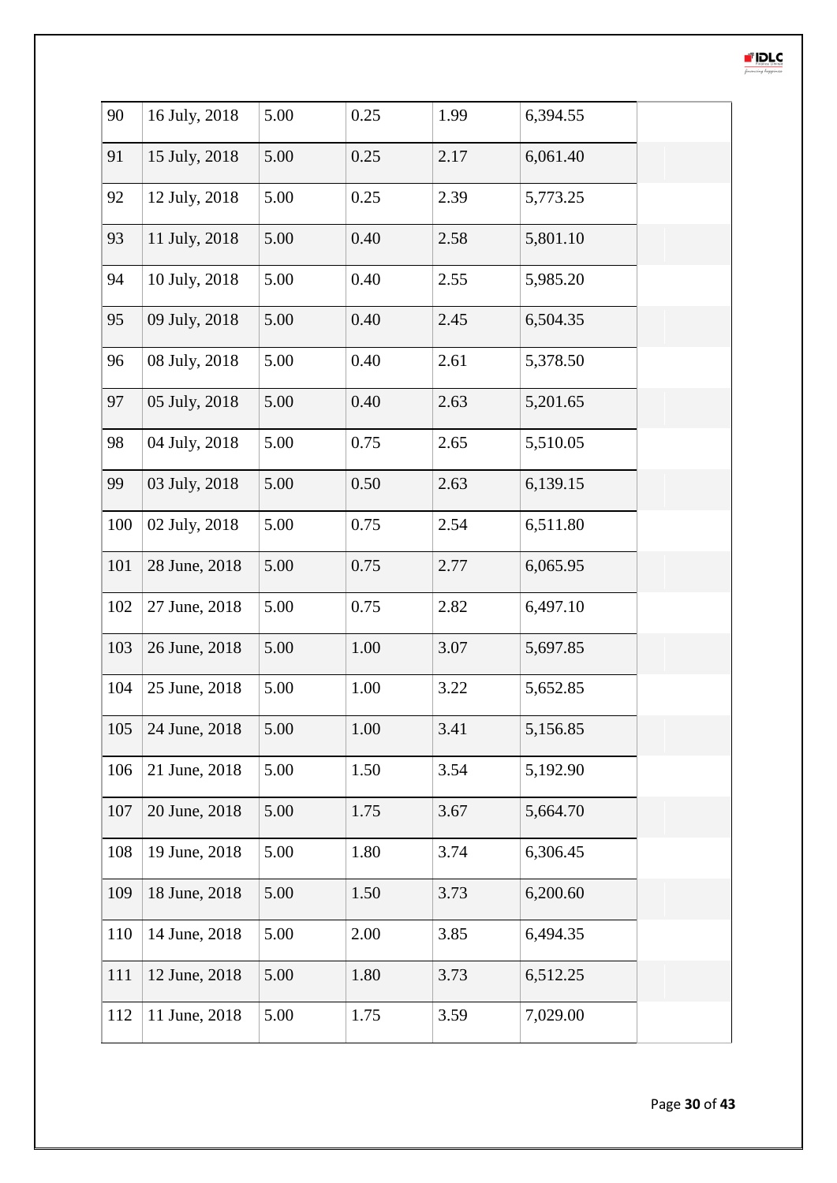| | | | | | | |
|---|---|---|---|---|---|---|
| 90 | 16 July, 2018 | 5.00 | 0.25 | 1.99 | 6,394.55 | |
| 91 | 15 July, 2018 | 5.00 | 0.25 | 2.17 | 6,061.40 | |
| 92 | 12 July, 2018 | 5.00 | 0.25 | 2.39 | 5,773.25 | |
| 93 | 11 July, 2018 | 5.00 | 0.40 | 2.58 | 5,801.10 | |
| 94 | 10 July, 2018 | 5.00 | 0.40 | 2.55 | 5,985.20 | |
| 95 | 09 July, 2018 | 5.00 | 0.40 | 2.45 | 6,504.35 | |
| 96 | 08 July, 2018 | 5.00 | 0.40 | 2.61 | 5,378.50 | |
| 97 | 05 July, 2018 | 5.00 | 0.40 | 2.63 | 5,201.65 | |
| 98 | 04 July, 2018 | 5.00 | 0.75 | 2.65 | 5,510.05 | |
| 99 | 03 July, 2018 | 5.00 | 0.50 | 2.63 | 6,139.15 | |
| 100 | 02 July, 2018 | 5.00 | 0.75 | 2.54 | 6,511.80 | |
| 101 | 28 June, 2018 | 5.00 | 0.75 | 2.77 | 6,065.95 | |
| 102 | 27 June, 2018 | 5.00 | 0.75 | 2.82 | 6,497.10 | |
| 103 | 26 June, 2018 | 5.00 | 1.00 | 3.07 | 5,697.85 | |
| 104 | 25 June, 2018 | 5.00 | 1.00 | 3.22 | 5,652.85 | |
| 105 | 24 June, 2018 | 5.00 | 1.00 | 3.41 | 5,156.85 | |
| 106 | 21 June, 2018 | 5.00 | 1.50 | 3.54 | 5,192.90 | |
| 107 | 20 June, 2018 | 5.00 | 1.75 | 3.67 | 5,664.70 | |
| 108 | 19 June, 2018 | 5.00 | 1.80 | 3.74 | 6,306.45 | |
| 109 | 18 June, 2018 | 5.00 | 1.50 | 3.73 | 6,200.60 | |
| 110 | 14 June, 2018 | 5.00 | 2.00 | 3.85 | 6,494.35 | |
| 111 | 12 June, 2018 | 5.00 | 1.80 | 3.73 | 6,512.25 | |
| 112 | 11 June, 2018 | 5.00 | 1.75 | 3.59 | 7,029.00 | |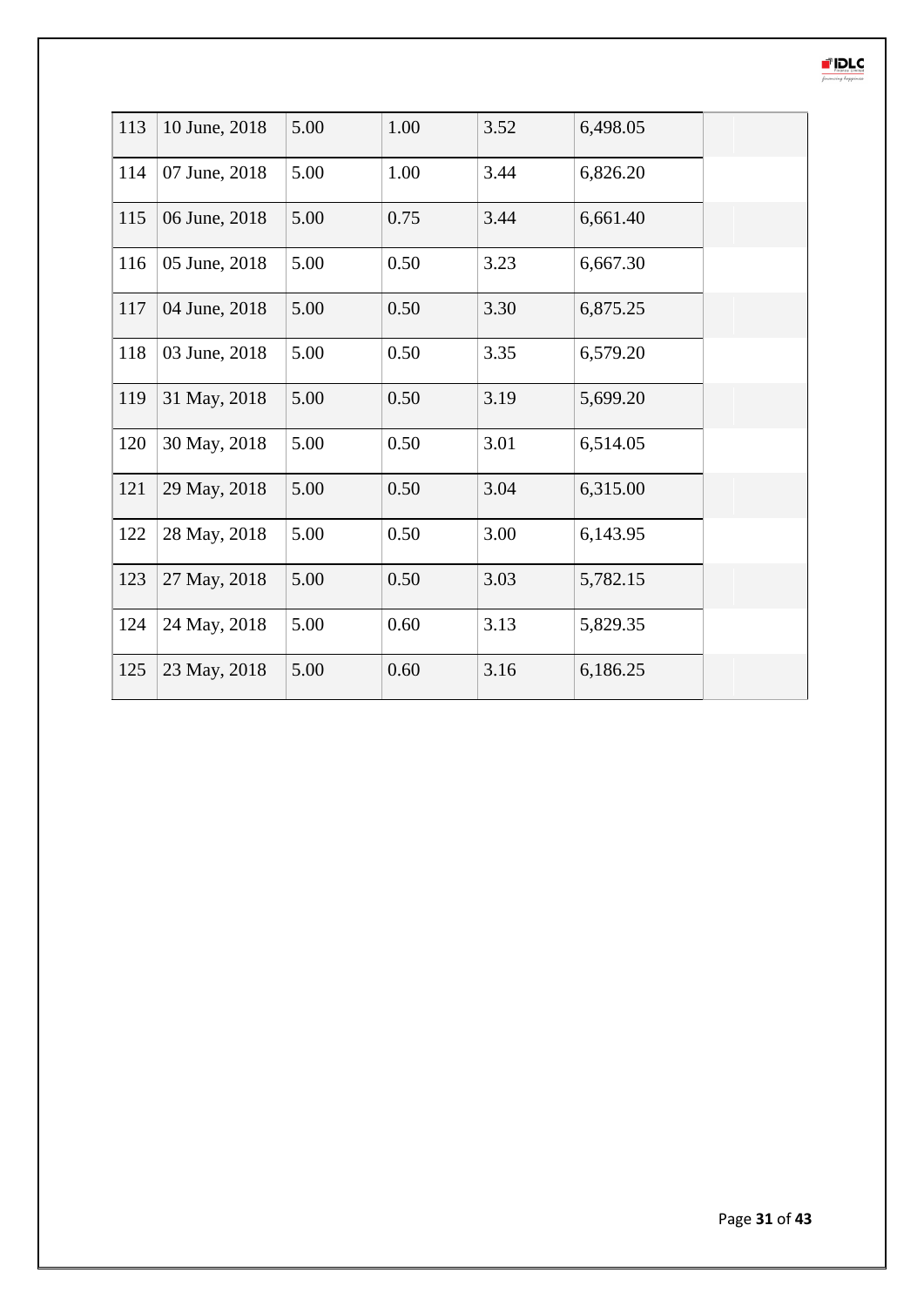| | | | | | | |
|---|---|---|---|---|---|---|
| 113 | 10 June, 2018 | 5.00 | 1.00 | 3.52 | 6,498.05 | |
| 114 | 07 June, 2018 | 5.00 | 1.00 | 3.44 | 6,826.20 | |
| 115 | 06 June, 2018 | 5.00 | 0.75 | 3.44 | 6,661.40 | |
| 116 | 05 June, 2018 | 5.00 | 0.50 | 3.23 | 6,667.30 | |
| 117 | 04 June, 2018 | 5.00 | 0.50 | 3.30 | 6,875.25 | |
| 118 | 03 June, 2018 | 5.00 | 0.50 | 3.35 | 6,579.20 | |
| 119 | 31 May, 2018 | 5.00 | 0.50 | 3.19 | 5,699.20 | |
| 120 | 30 May, 2018 | 5.00 | 0.50 | 3.01 | 6,514.05 | |
| 121 | 29 May, 2018 | 5.00 | 0.50 | 3.04 | 6,315.00 | |
| 122 | 28 May, 2018 | 5.00 | 0.50 | 3.00 | 6,143.95 | |
| 123 | 27 May, 2018 | 5.00 | 0.50 | 3.03 | 5,782.15 | |
| 124 | 24 May, 2018 | 5.00 | 0.60 | 3.13 | 5,829.35 | |
| 125 | 23 May, 2018 | 5.00 | 0.60 | 3.16 | 6,186.25 | |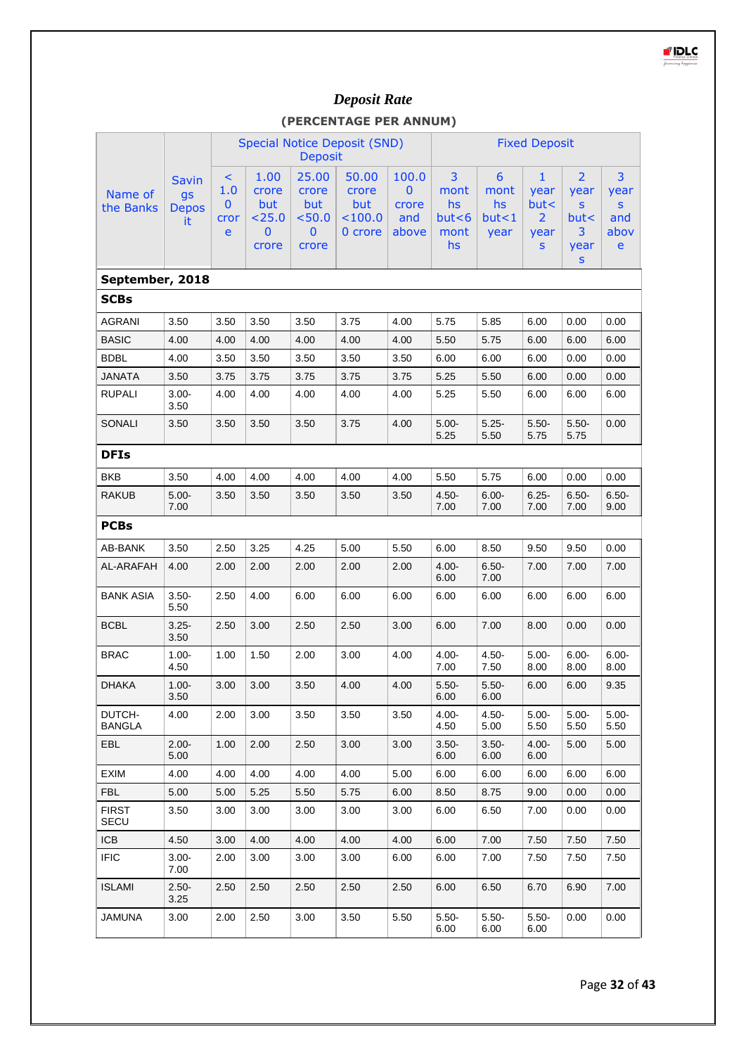# *Deposit Rate*

**(PERCENTAGE PER ANNUM)**

| Name of the Banks | Savings Deposit | Special Notice Deposit (SND) Deposit | | | | | Fixed Deposit | | | | |
|---|---|---|---|---|---|---|---|---|---|---|---|
| | | < 1.00 crore | 1.00 crore but <25.00 crore | 25.00 crore but <50.00 crore | 50.00 crore but <100.00 crore | 100.00 crore and above | 3 months but<6 months | 6 months but<1 year | 1 year but<2 years | 2 years but<3 years | 3 years and above |
| **September, 2018** | | | | | | | | | | | |
| **SCBs** | | | | | | | | | | | |
| AGRANI | 3.50 | 3.50 | 3.50 | 3.50 | 3.75 | 4.00 | 5.75 | 5.85 | 6.00 | 0.00 | 0.00 |
| BASIC | 4.00 | 4.00 | 4.00 | 4.00 | 4.00 | 4.00 | 5.50 | 5.75 | 6.00 | 6.00 | 6.00 |
| BDBL | 4.00 | 3.50 | 3.50 | 3.50 | 3.50 | 3.50 | 6.00 | 6.00 | 6.00 | 0.00 | 0.00 |
| JANATA | 3.50 | 3.75 | 3.75 | 3.75 | 3.75 | 3.75 | 5.25 | 5.50 | 6.00 | 0.00 | 0.00 |
| RUPALI | 3.00-3.50 | 4.00 | 4.00 | 4.00 | 4.00 | 4.00 | 5.25 | 5.50 | 6.00 | 6.00 | 6.00 |
| SONALI | 3.50 | 3.50 | 3.50 | 3.50 | 3.75 | 4.00 | 5.00-5.25 | 5.25-5.50 | 5.50-5.75 | 5.50-5.75 | 0.00 |
| **DFIs** | | | | | | | | | | | |
| BKB | 3.50 | 4.00 | 4.00 | 4.00 | 4.00 | 4.00 | 5.50 | 5.75 | 6.00 | 0.00 | 0.00 |
| RAKUB | 5.00-7.00 | 3.50 | 3.50 | 3.50 | 3.50 | 3.50 | 4.50-7.00 | 6.00-7.00 | 6.25-7.00 | 6.50-7.00 | 6.50-9.00 |
| **PCBs** | | | | | | | | | | | |
| AB-BANK | 3.50 | 2.50 | 3.25 | 4.25 | 5.00 | 5.50 | 6.00 | 8.50 | 9.50 | 9.50 | 0.00 |
| AL-ARAFAH | 4.00 | 2.00 | 2.00 | 2.00 | 2.00 | 2.00 | 4.00-6.00 | 6.50-7.00 | 7.00 | 7.00 | 7.00 |
| BANK ASIA | 3.50-5.50 | 2.50 | 4.00 | 6.00 | 6.00 | 6.00 | 6.00 | 6.00 | 6.00 | 6.00 | 6.00 |
| BCBL | 3.25-3.50 | 2.50 | 3.00 | 2.50 | 2.50 | 3.00 | 6.00 | 7.00 | 8.00 | 0.00 | 0.00 |
| BRAC | 1.00-4.50 | 1.00 | 1.50 | 2.00 | 3.00 | 4.00 | 4.00-7.00 | 4.50-7.50 | 5.00-8.00 | 6.00-8.00 | 6.00-8.00 |
| DHAKA | 1.00-3.50 | 3.00 | 3.00 | 3.50 | 4.00 | 4.00 | 5.50-6.00 | 5.50-6.00 | 6.00 | 6.00 | 9.35 |
| DUTCH-BANGLA | 4.00 | 2.00 | 3.00 | 3.50 | 3.50 | 3.50 | 4.00-4.50 | 4.50-5.00 | 5.00-5.50 | 5.00-5.50 | 5.00-5.50 |
| EBL | 2.00-5.00 | 1.00 | 2.00 | 2.50 | 3.00 | 3.00 | 3.50-6.00 | 3.50-6.00 | 4.00-6.00 | 5.00 | 5.00 |
| EXIM | 4.00 | 4.00 | 4.00 | 4.00 | 4.00 | 5.00 | 6.00 | 6.00 | 6.00 | 6.00 | 6.00 |
| FBL | 5.00 | 5.00 | 5.25 | 5.50 | 5.75 | 6.00 | 8.50 | 8.75 | 9.00 | 0.00 | 0.00 |
| FIRST SECU | 3.50 | 3.00 | 3.00 | 3.00 | 3.00 | 3.00 | 6.00 | 6.50 | 7.00 | 0.00 | 0.00 |
| ICB | 4.50 | 3.00 | 4.00 | 4.00 | 4.00 | 4.00 | 6.00 | 7.00 | 7.50 | 7.50 | 7.50 |
| IFIC | 3.00-7.00 | 2.00 | 3.00 | 3.00 | 3.00 | 6.00 | 6.00 | 7.00 | 7.50 | 7.50 | 7.50 |
| ISLAMI | 2.50-3.25 | 2.50 | 2.50 | 2.50 | 2.50 | 2.50 | 6.00 | 6.50 | 6.70 | 6.90 | 7.00 |
| JAMUNA | 3.00 | 2.00 | 2.50 | 3.00 | 3.50 | 5.50 | 5.50-6.00 | 5.50-6.00 | 5.50-6.00 | 0.00 | 0.00 |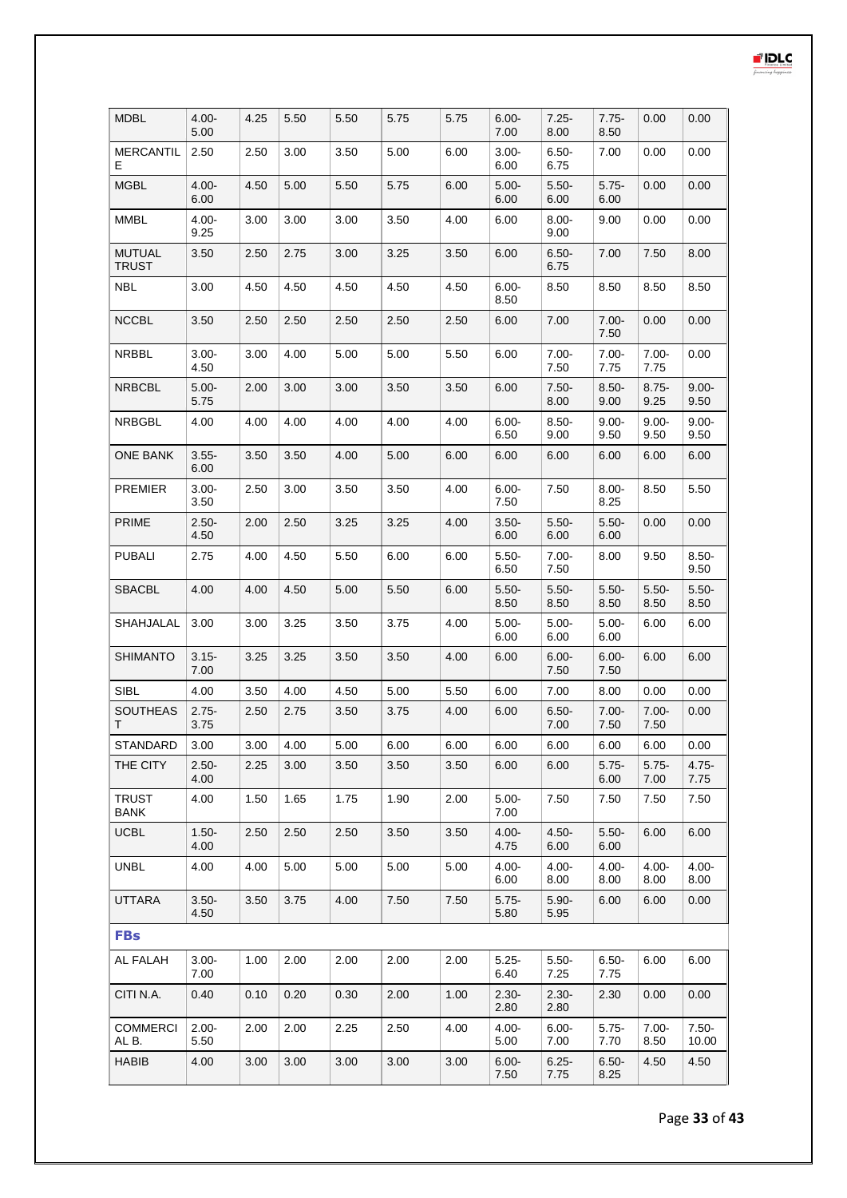| MDBL | 4.00-5.00 | 4.25 | 5.50 | 5.50 | 5.75 | 5.75 | 6.00-7.00 | 7.25-8.00 | 7.75-8.50 | 0.00 | 0.00 |
|---|---|---|---|---|---|---|---|---|---|---|---|
| MERCANTILE | 2.50 | 2.50 | 3.00 | 3.50 | 5.00 | 6.00 | 3.00-6.00 | 6.50-6.75 | 7.00 | 0.00 | 0.00 |
| MGBL | 4.00-6.00 | 4.50 | 5.00 | 5.50 | 5.75 | 6.00 | 5.00-6.00 | 5.50-6.00 | 5.75-6.00 | 0.00 | 0.00 |
| MMBL | 4.00-9.25 | 3.00 | 3.00 | 3.00 | 3.50 | 4.00 | 6.00 | 8.00-9.00 | 9.00 | 0.00 | 0.00 |
| MUTUAL TRUST | 3.50 | 2.50 | 2.75 | 3.00 | 3.25 | 3.50 | 6.00 | 6.50-6.75 | 7.00 | 7.50 | 8.00 |
| NBL | 3.00 | 4.50 | 4.50 | 4.50 | 4.50 | 4.50 | 6.00-8.50 | 8.50 | 8.50 | 8.50 | 8.50 |
| NCCBL | 3.50 | 2.50 | 2.50 | 2.50 | 2.50 | 2.50 | 6.00 | 7.00 | 7.00-7.50 | 0.00 | 0.00 |
| NRBBL | 3.00-4.50 | 3.00 | 4.00 | 5.00 | 5.00 | 5.50 | 6.00 | 7.00-7.50 | 7.00-7.75 | 7.00-7.75 | 0.00 |
| NRBCBL | 5.00-5.75 | 2.00 | 3.00 | 3.00 | 3.50 | 3.50 | 6.00 | 7.50-8.00 | 8.50-9.00 | 8.75-9.25 | 9.00-9.50 |
| NRBGBL | 4.00 | 4.00 | 4.00 | 4.00 | 4.00 | 4.00 | 6.00-6.50 | 8.50-9.00 | 9.00-9.50 | 9.00-9.50 | 9.00-9.50 |
| ONE BANK | 3.55-6.00 | 3.50 | 3.50 | 4.00 | 5.00 | 6.00 | 6.00 | 6.00 | 6.00 | 6.00 | 6.00 |
| PREMIER | 3.00-3.50 | 2.50 | 3.00 | 3.50 | 3.50 | 4.00 | 6.00-7.50 | 7.50 | 8.00-8.25 | 8.50 | 5.50 |
| PRIME | 2.50-4.50 | 2.00 | 2.50 | 3.25 | 3.25 | 4.00 | 3.50-6.00 | 5.50-6.00 | 5.50-6.00 | 0.00 | 0.00 |
| PUBALI | 2.75 | 4.00 | 4.50 | 5.50 | 6.00 | 6.00 | 5.50-6.50 | 7.00-7.50 | 8.00 | 9.50 | 8.50-9.50 |
| SBACBL | 4.00 | 4.00 | 4.50 | 5.00 | 5.50 | 6.00 | 5.50-8.50 | 5.50-8.50 | 5.50-8.50 | 5.50-8.50 | 5.50-8.50 |
| SHAHJALAL | 3.00 | 3.00 | 3.25 | 3.50 | 3.75 | 4.00 | 5.00-6.00 | 5.00-6.00 | 5.00-6.00 | 6.00 | 6.00 |
| SHIMANTO | 3.15-7.00 | 3.25 | 3.25 | 3.50 | 3.50 | 4.00 | 6.00 | 6.00-7.50 | 6.00-7.50 | 6.00 | 6.00 |
| SIBL | 4.00 | 3.50 | 4.00 | 4.50 | 5.00 | 5.50 | 6.00 | 7.00 | 8.00 | 0.00 | 0.00 |
| SOUTHEAST | 2.75-3.75 | 2.50 | 2.75 | 3.50 | 3.75 | 4.00 | 6.00 | 6.50-7.00 | 7.00-7.50 | 7.00-7.50 | 0.00 |
| STANDARD | 3.00 | 3.00 | 4.00 | 5.00 | 6.00 | 6.00 | 6.00 | 6.00 | 6.00 | 6.00 | 0.00 |
| THE CITY | 2.50-4.00 | 2.25 | 3.00 | 3.50 | 3.50 | 3.50 | 6.00 | 6.00 | 5.75-6.00 | 5.75-7.00 | 4.75-7.75 |
| TRUST BANK | 4.00 | 1.50 | 1.65 | 1.75 | 1.90 | 2.00 | 5.00-7.00 | 7.50 | 7.50 | 7.50 | 7.50 |
| UCBL | 1.50-4.00 | 2.50 | 2.50 | 2.50 | 3.50 | 3.50 | 4.00-4.75 | 4.50-6.00 | 5.50-6.00 | 6.00 | 6.00 |
| UNBL | 4.00 | 4.00 | 5.00 | 5.00 | 5.00 | 5.00 | 4.00-6.00 | 4.00-8.00 | 4.00-8.00 | 4.00-8.00 | 4.00-8.00 |
| UTTARA | 3.50-4.50 | 3.50 | 3.75 | 4.00 | 7.50 | 7.50 | 5.75-5.80 | 5.90-5.95 | 6.00 | 6.00 | 0.00 |
| **FBs** | | | | | | | | | | | |
| AL FALAH | 3.00-7.00 | 1.00 | 2.00 | 2.00 | 2.00 | 2.00 | 5.25-6.40 | 5.50-7.25 | 6.50-7.75 | 6.00 | 6.00 |
| CITI N.A. | 0.40 | 0.10 | 0.20 | 0.30 | 2.00 | 1.00 | 2.30-2.80 | 2.30-2.80 | 2.30 | 0.00 | 0.00 |
| COMMERCIAL B. | 2.00-5.50 | 2.00 | 2.00 | 2.25 | 2.50 | 4.00 | 4.00-5.00 | 6.00-7.00 | 5.75-7.70 | 7.00-8.50 | 7.50-10.00 |
| HABIB | 4.00 | 3.00 | 3.00 | 3.00 | 3.00 | 3.00 | 6.00-7.50 | 6.25-7.75 | 6.50-8.25 | 4.50 | 4.50 |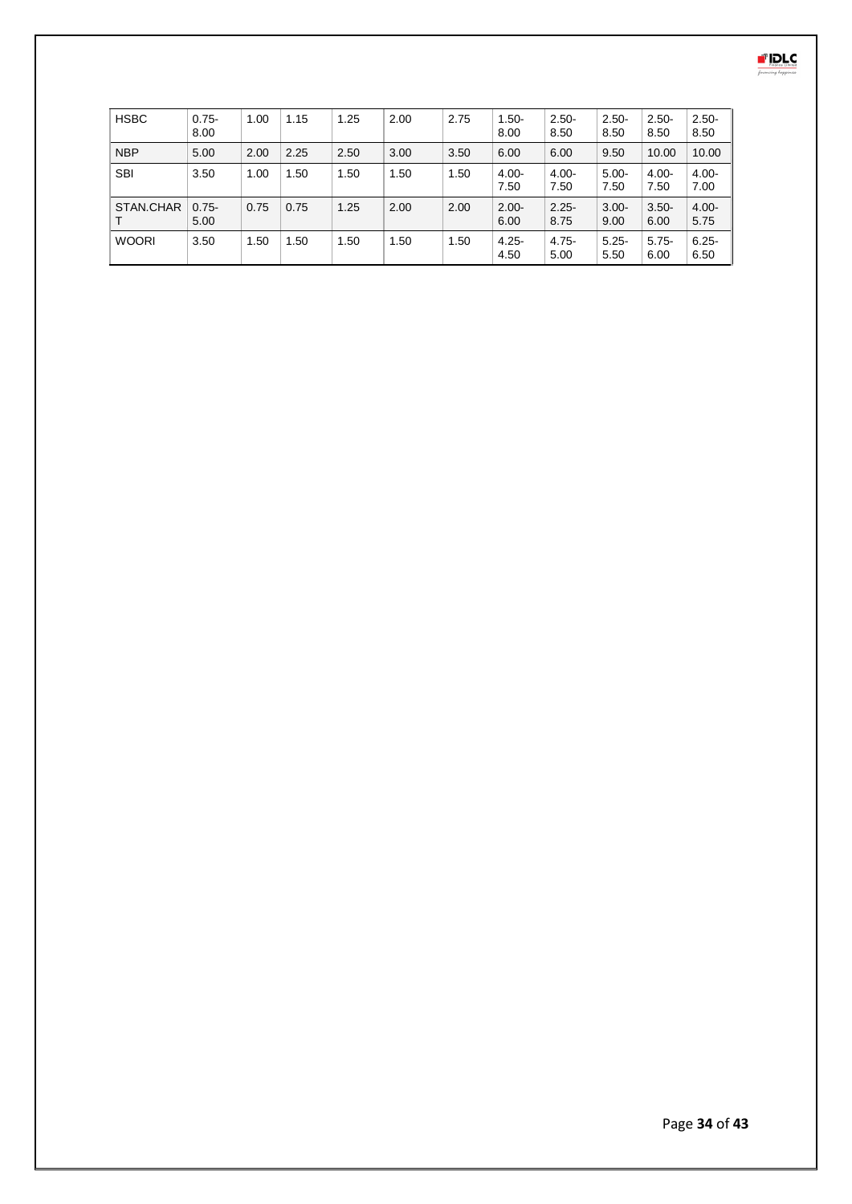| | | | | | | | | | | | |
|---|---|---|---|---|---|---|---|---|---|---|---|
| HSBC | 0.75-8.00 | 1.00 | 1.15 | 1.25 | 2.00 | 2.75 | 1.50-8.00 | 2.50-8.50 | 2.50-8.50 | 2.50-8.50 | 2.50-8.50 |
| NBP | 5.00 | 2.00 | 2.25 | 2.50 | 3.00 | 3.50 | 6.00 | 6.00 | 9.50 | 10.00 | 10.00 |
| SBI | 3.50 | 1.00 | 1.50 | 1.50 | 1.50 | 1.50 | 4.00-7.50 | 4.00-7.50 | 5.00-7.50 | 4.00-7.50 | 4.00-7.00 |
| STAN.CHART | 0.75-5.00 | 0.75 | 0.75 | 1.25 | 2.00 | 2.00 | 2.00-6.00 | 2.25-8.75 | 3.00-9.00 | 3.50-6.00 | 4.00-5.75 |
| WOORI | 3.50 | 1.50 | 1.50 | 1.50 | 1.50 | 1.50 | 4.25-4.50 | 4.75-5.00 | 5.25-5.50 | 5.75-6.00 | 6.25-6.50 |